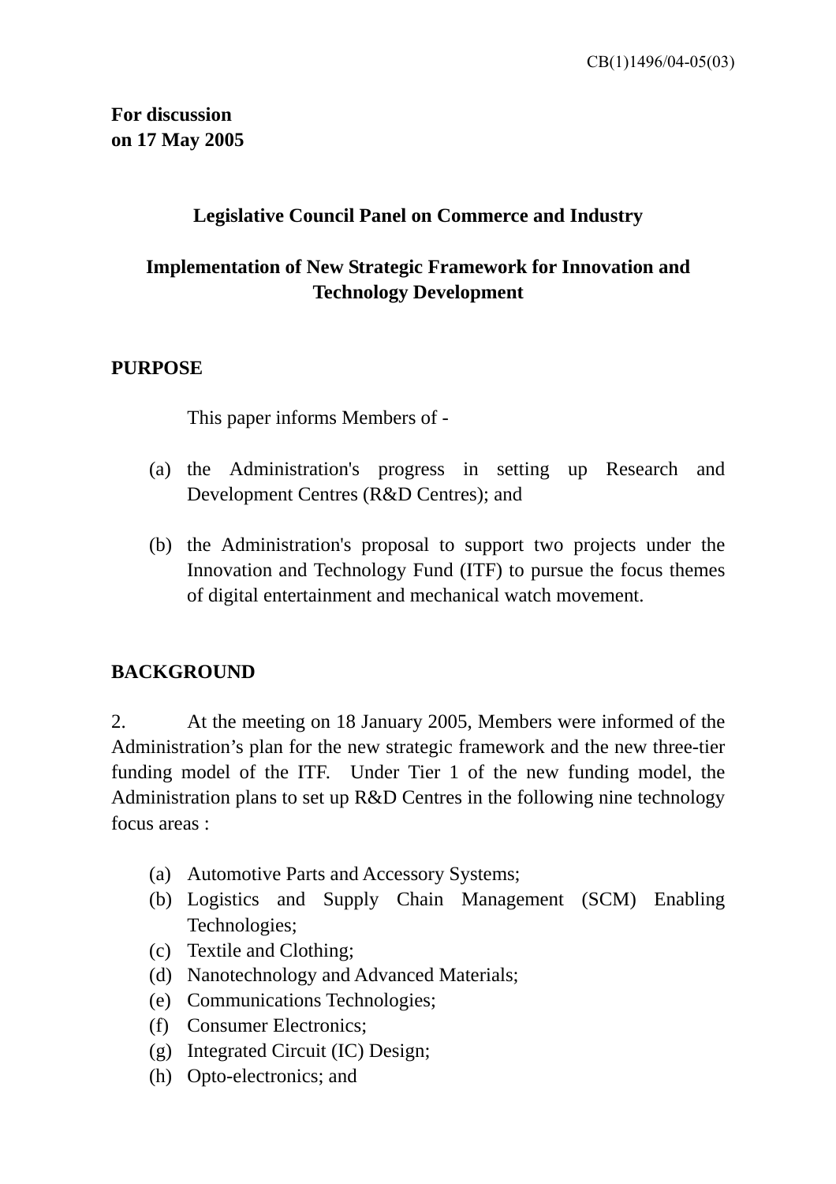CB(1)1496/04-05(03)

**For discussion on 17 May 2005**

## Legislative Council Panel on Commerce and Industry

## Implementation of New Strategic Framework for Innovation and Technology Development

### PURPOSE

This paper informs Members of -

(a) the Administration's progress in setting up Research and Development Centres (R&D Centres); and

(b) the Administration's proposal to support two projects under the Innovation and Technology Fund (ITF) to pursue the focus themes of digital entertainment and mechanical watch movement.

### BACKGROUND

2. At the meeting on 18 January 2005, Members were informed of the Administration's plan for the new strategic framework and the new three-tier funding model of the ITF. Under Tier 1 of the new funding model, the Administration plans to set up R&D Centres in the following nine technology focus areas :

(a) Automotive Parts and Accessory Systems;
(b) Logistics and Supply Chain Management (SCM) Enabling Technologies;
(c) Textile and Clothing;
(d) Nanotechnology and Advanced Materials;
(e) Communications Technologies;
(f) Consumer Electronics;
(g) Integrated Circuit (IC) Design;
(h) Opto-electronics; and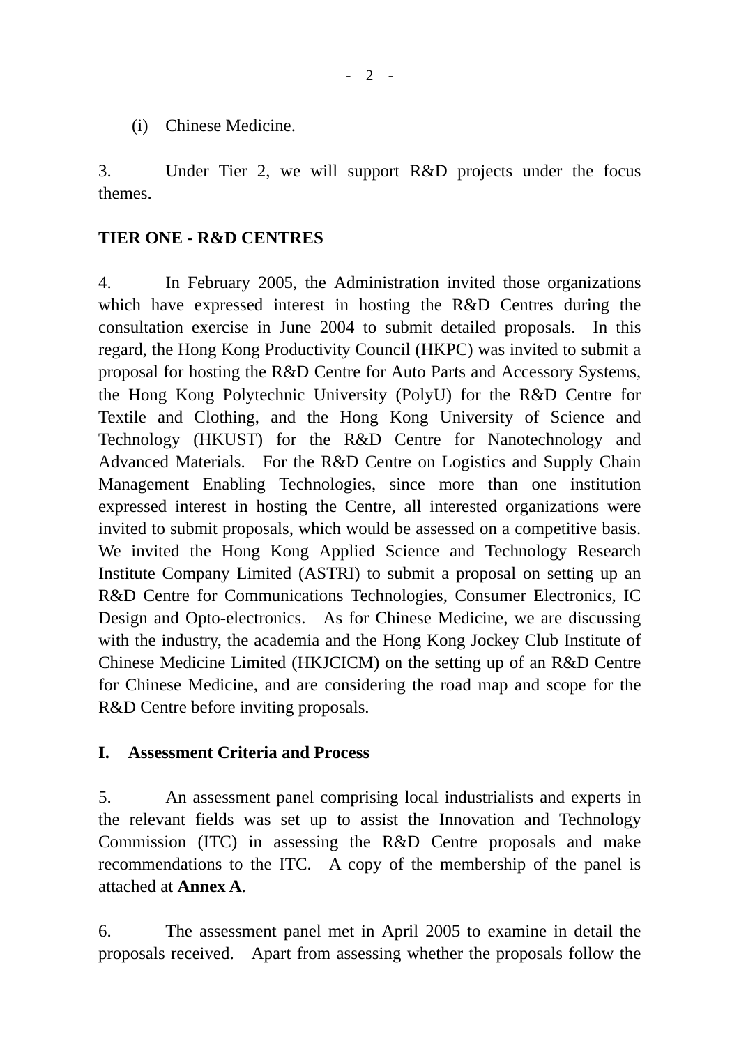(i) Chinese Medicine.

3. Under Tier 2, we will support R&D projects under the focus themes.

**TIER ONE - R&D CENTRES**

4. In February 2005, the Administration invited those organizations which have expressed interest in hosting the R&D Centres during the consultation exercise in June 2004 to submit detailed proposals. In this regard, the Hong Kong Productivity Council (HKPC) was invited to submit a proposal for hosting the R&D Centre for Auto Parts and Accessory Systems, the Hong Kong Polytechnic University (PolyU) for the R&D Centre for Textile and Clothing, and the Hong Kong University of Science and Technology (HKUST) for the R&D Centre for Nanotechnology and Advanced Materials. For the R&D Centre on Logistics and Supply Chain Management Enabling Technologies, since more than one institution expressed interest in hosting the Centre, all interested organizations were invited to submit proposals, which would be assessed on a competitive basis. We invited the Hong Kong Applied Science and Technology Research Institute Company Limited (ASTRI) to submit a proposal on setting up an R&D Centre for Communications Technologies, Consumer Electronics, IC Design and Opto-electronics. As for Chinese Medicine, we are discussing with the industry, the academia and the Hong Kong Jockey Club Institute of Chinese Medicine Limited (HKJCICM) on the setting up of an R&D Centre for Chinese Medicine, and are considering the road map and scope for the R&D Centre before inviting proposals.

**I. Assessment Criteria and Process**

5. An assessment panel comprising local industrialists and experts in the relevant fields was set up to assist the Innovation and Technology Commission (ITC) in assessing the R&D Centre proposals and make recommendations to the ITC. A copy of the membership of the panel is attached at **Annex A**.

6. The assessment panel met in April 2005 to examine in detail the proposals received. Apart from assessing whether the proposals follow the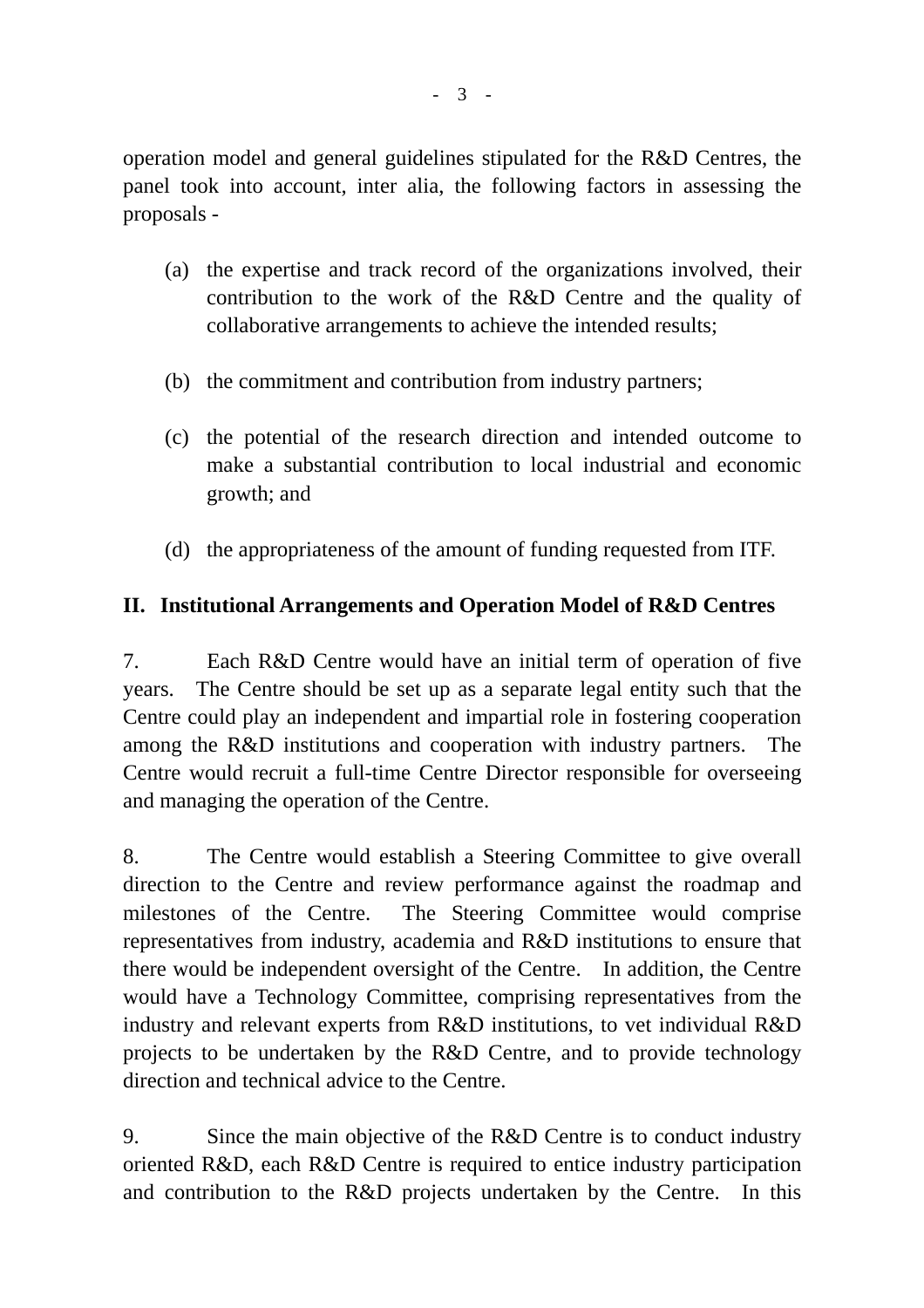operation model and general guidelines stipulated for the R&D Centres, the panel took into account, inter alia, the following factors in assessing the proposals -

(a) the expertise and track record of the organizations involved, their contribution to the work of the R&D Centre and the quality of collaborative arrangements to achieve the intended results;

(b) the commitment and contribution from industry partners;

(c) the potential of the research direction and intended outcome to make a substantial contribution to local industrial and economic growth; and

(d) the appropriateness of the amount of funding requested from ITF.

## II. Institutional Arrangements and Operation Model of R&D Centres

7. Each R&D Centre would have an initial term of operation of five years. The Centre should be set up as a separate legal entity such that the Centre could play an independent and impartial role in fostering cooperation among the R&D institutions and cooperation with industry partners. The Centre would recruit a full-time Centre Director responsible for overseeing and managing the operation of the Centre.

8. The Centre would establish a Steering Committee to give overall direction to the Centre and review performance against the roadmap and milestones of the Centre. The Steering Committee would comprise representatives from industry, academia and R&D institutions to ensure that there would be independent oversight of the Centre. In addition, the Centre would have a Technology Committee, comprising representatives from the industry and relevant experts from R&D institutions, to vet individual R&D projects to be undertaken by the R&D Centre, and to provide technology direction and technical advice to the Centre.

9. Since the main objective of the R&D Centre is to conduct industry oriented R&D, each R&D Centre is required to entice industry participation and contribution to the R&D projects undertaken by the Centre. In this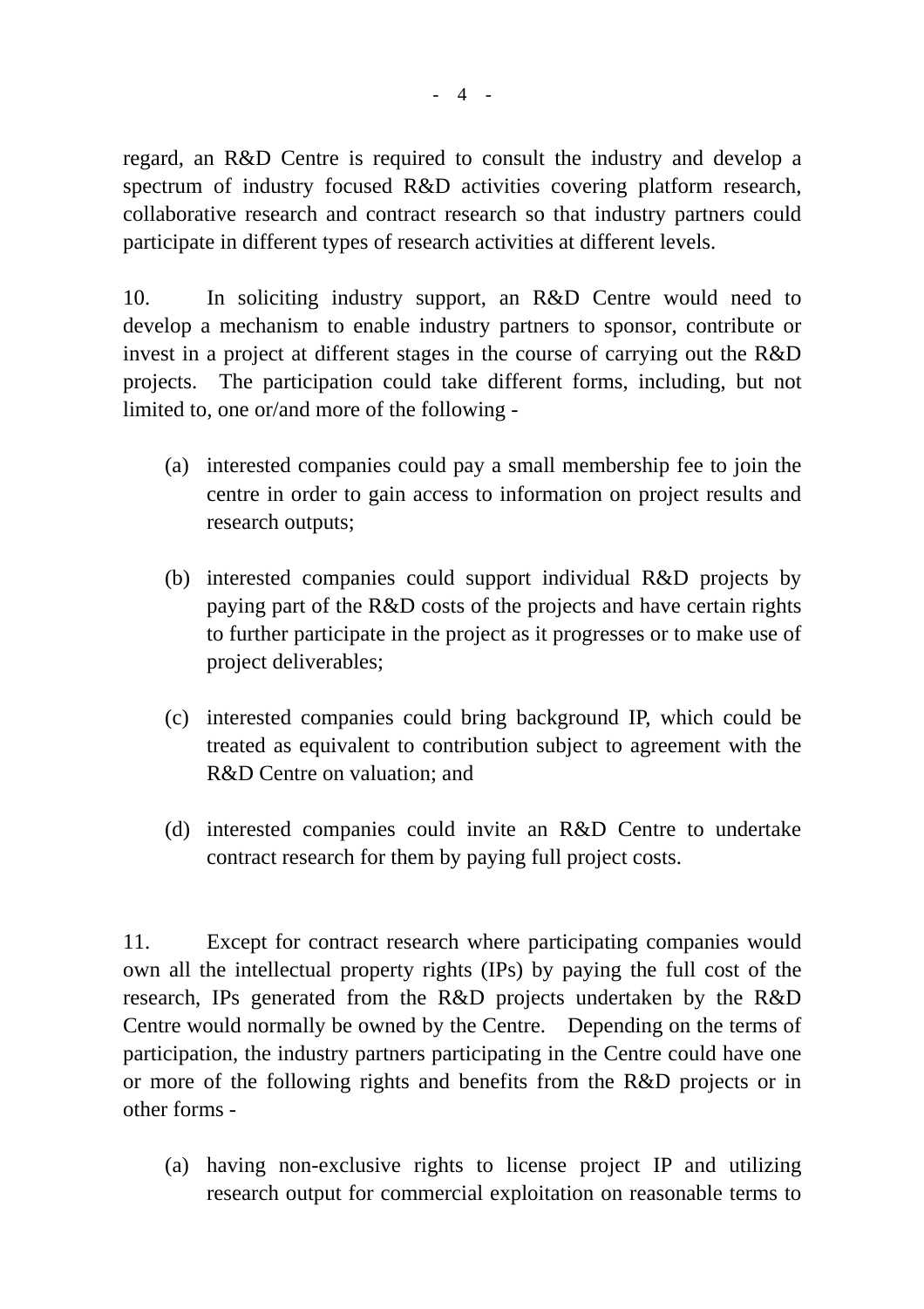regard, an R&D Centre is required to consult the industry and develop a spectrum of industry focused R&D activities covering platform research, collaborative research and contract research so that industry partners could participate in different types of research activities at different levels.

10. In soliciting industry support, an R&D Centre would need to develop a mechanism to enable industry partners to sponsor, contribute or invest in a project at different stages in the course of carrying out the R&D projects. The participation could take different forms, including, but not limited to, one or/and more of the following -

(a) interested companies could pay a small membership fee to join the centre in order to gain access to information on project results and research outputs;

(b) interested companies could support individual R&D projects by paying part of the R&D costs of the projects and have certain rights to further participate in the project as it progresses or to make use of project deliverables;

(c) interested companies could bring background IP, which could be treated as equivalent to contribution subject to agreement with the R&D Centre on valuation; and

(d) interested companies could invite an R&D Centre to undertake contract research for them by paying full project costs.

11. Except for contract research where participating companies would own all the intellectual property rights (IPs) by paying the full cost of the research, IPs generated from the R&D projects undertaken by the R&D Centre would normally be owned by the Centre. Depending on the terms of participation, the industry partners participating in the Centre could have one or more of the following rights and benefits from the R&D projects or in other forms -

(a) having non-exclusive rights to license project IP and utilizing research output for commercial exploitation on reasonable terms to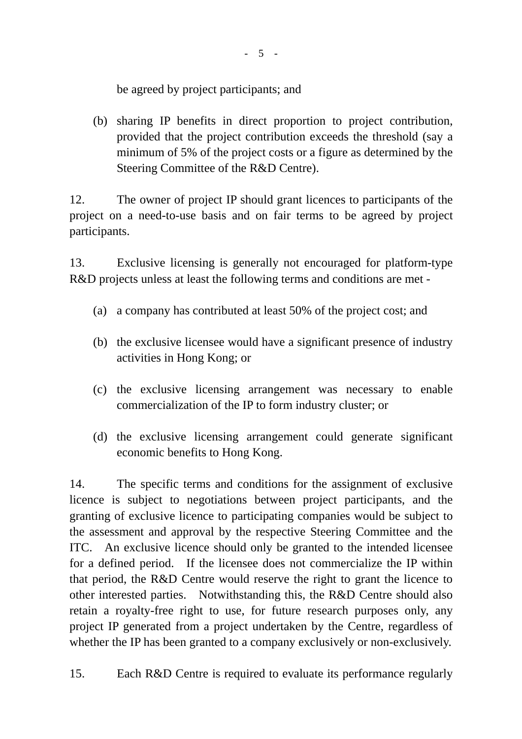be agreed by project participants; and

(b) sharing IP benefits in direct proportion to project contribution, provided that the project contribution exceeds the threshold (say a minimum of 5% of the project costs or a figure as determined by the Steering Committee of the R&D Centre).

12. The owner of project IP should grant licences to participants of the project on a need-to-use basis and on fair terms to be agreed by project participants.

13. Exclusive licensing is generally not encouraged for platform-type R&D projects unless at least the following terms and conditions are met -

(a) a company has contributed at least 50% of the project cost; and

(b) the exclusive licensee would have a significant presence of industry activities in Hong Kong; or

(c) the exclusive licensing arrangement was necessary to enable commercialization of the IP to form industry cluster; or

(d) the exclusive licensing arrangement could generate significant economic benefits to Hong Kong.

14. The specific terms and conditions for the assignment of exclusive licence is subject to negotiations between project participants, and the granting of exclusive licence to participating companies would be subject to the assessment and approval by the respective Steering Committee and the ITC. An exclusive licence should only be granted to the intended licensee for a defined period. If the licensee does not commercialize the IP within that period, the R&D Centre would reserve the right to grant the licence to other interested parties. Notwithstanding this, the R&D Centre should also retain a royalty-free right to use, for future research purposes only, any project IP generated from a project undertaken by the Centre, regardless of whether the IP has been granted to a company exclusively or non-exclusively.

15. Each R&D Centre is required to evaluate its performance regularly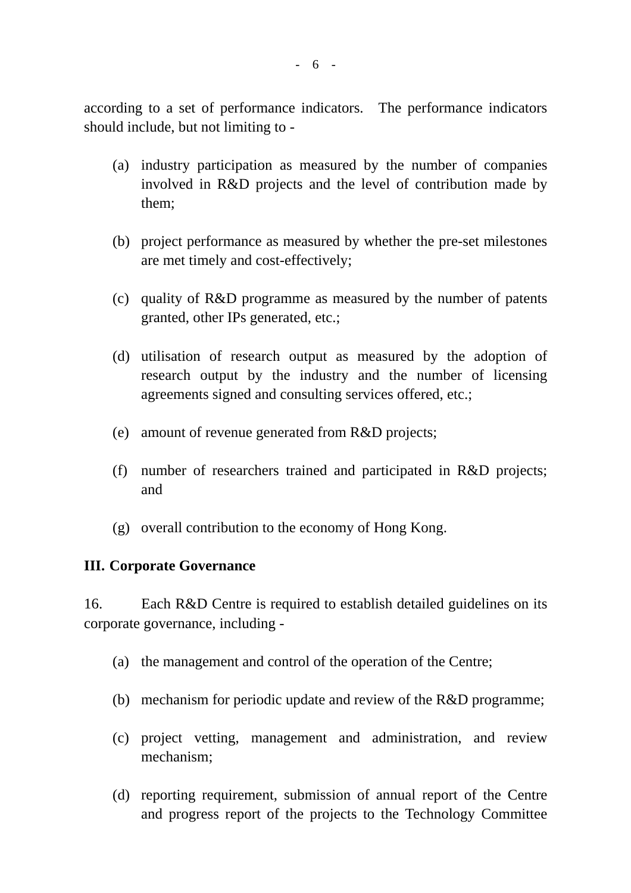according to a set of performance indicators. The performance indicators should include, but not limiting to -

(a) industry participation as measured by the number of companies involved in R&D projects and the level of contribution made by them;

(b) project performance as measured by whether the pre-set milestones are met timely and cost-effectively;

(c) quality of R&D programme as measured by the number of patents granted, other IPs generated, etc.;

(d) utilisation of research output as measured by the adoption of research output by the industry and the number of licensing agreements signed and consulting services offered, etc.;

(e) amount of revenue generated from R&D projects;

(f) number of researchers trained and participated in R&D projects; and

(g) overall contribution to the economy of Hong Kong.

**III. Corporate Governance**

16. Each R&D Centre is required to establish detailed guidelines on its corporate governance, including -

(a) the management and control of the operation of the Centre;

(b) mechanism for periodic update and review of the R&D programme;

(c) project vetting, management and administration, and review mechanism;

(d) reporting requirement, submission of annual report of the Centre and progress report of the projects to the Technology Committee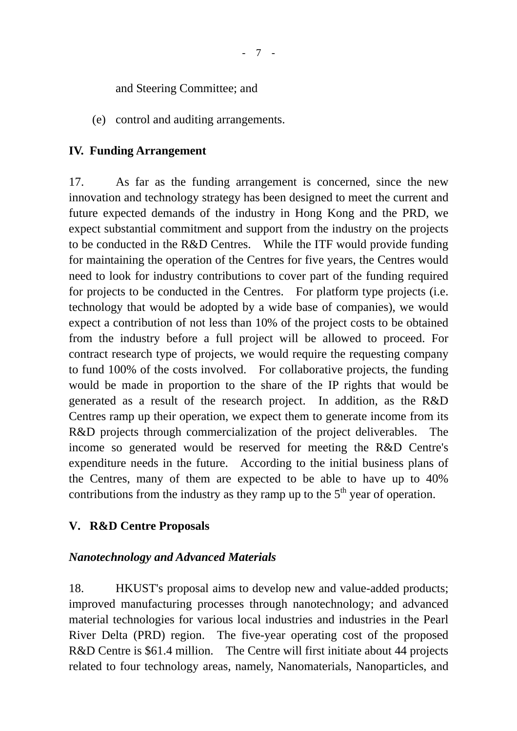and Steering Committee; and

(e) control and auditing arrangements.

## IV. Funding Arrangement

17. As far as the funding arrangement is concerned, since the new innovation and technology strategy has been designed to meet the current and future expected demands of the industry in Hong Kong and the PRD, we expect substantial commitment and support from the industry on the projects to be conducted in the R&D Centres. While the ITF would provide funding for maintaining the operation of the Centres for five years, the Centres would need to look for industry contributions to cover part of the funding required for projects to be conducted in the Centres. For platform type projects (i.e. technology that would be adopted by a wide base of companies), we would expect a contribution of not less than 10% of the project costs to be obtained from the industry before a full project will be allowed to proceed. For contract research type of projects, we would require the requesting company to fund 100% of the costs involved. For collaborative projects, the funding would be made in proportion to the share of the IP rights that would be generated as a result of the research project. In addition, as the R&D Centres ramp up their operation, we expect them to generate income from its R&D projects through commercialization of the project deliverables. The income so generated would be reserved for meeting the R&D Centre's expenditure needs in the future. According to the initial business plans of the Centres, many of them are expected to be able to have up to 40% contributions from the industry as they ramp up to the 5th year of operation.

## V. R&D Centre Proposals

### *Nanotechnology and Advanced Materials*

18. HKUST's proposal aims to develop new and value-added products; improved manufacturing processes through nanotechnology; and advanced material technologies for various local industries and industries in the Pearl River Delta (PRD) region. The five-year operating cost of the proposed R&D Centre is $61.4 million. The Centre will first initiate about 44 projects related to four technology areas, namely, Nanomaterials, Nanoparticles, and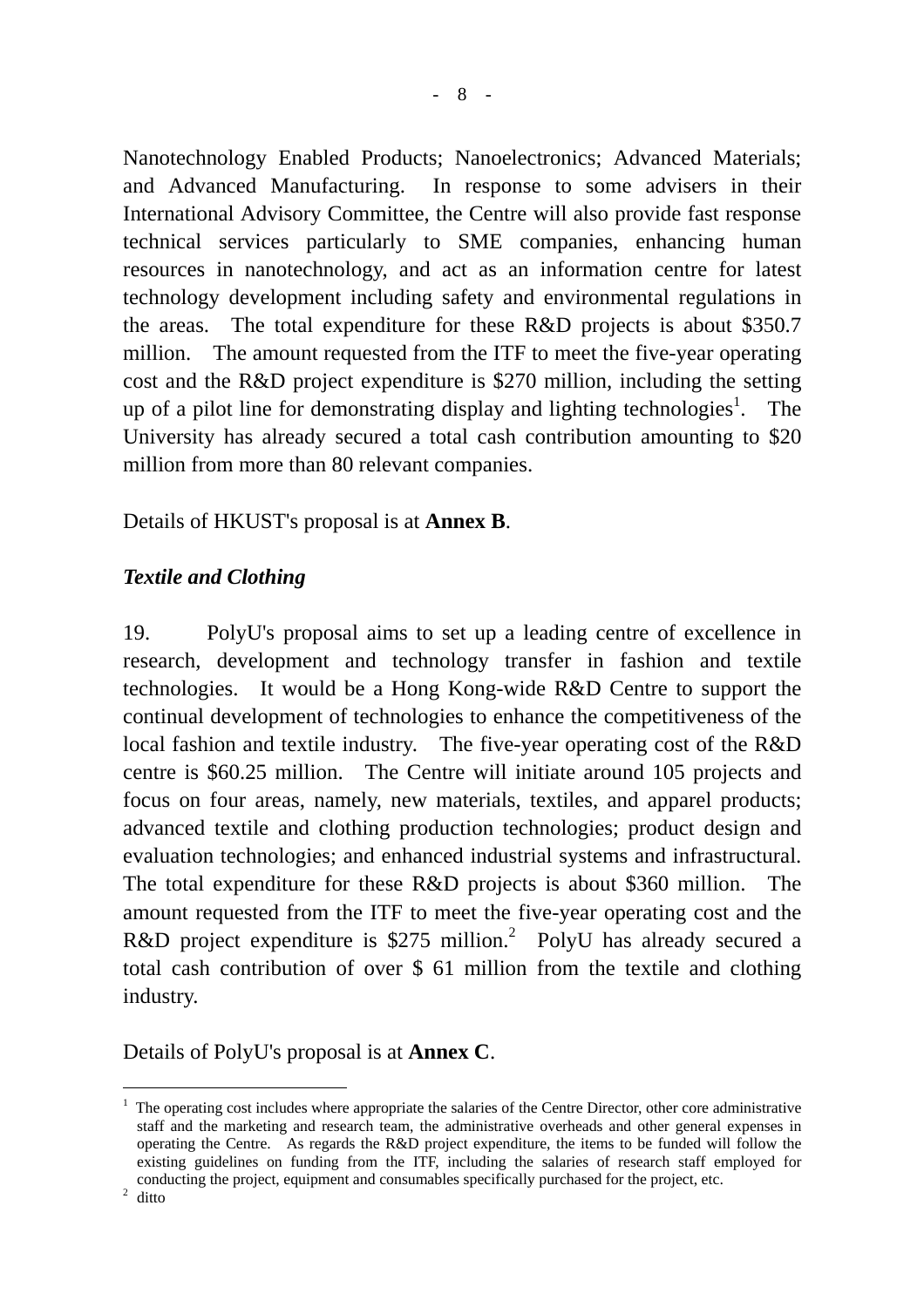Nanotechnology Enabled Products; Nanoelectronics; Advanced Materials; and Advanced Manufacturing. In response to some advisers in their International Advisory Committee, the Centre will also provide fast response technical services particularly to SME companies, enhancing human resources in nanotechnology, and act as an information centre for latest technology development including safety and environmental regulations in the areas. The total expenditure for these R&D projects is about $350.7 million. The amount requested from the ITF to meet the five-year operating cost and the R&D project expenditure is $270 million, including the setting up of a pilot line for demonstrating display and lighting technologies[1]. The University has already secured a total cash contribution amounting to $20 million from more than 80 relevant companies.

Details of HKUST's proposal is at **Annex B**.

***Textile and Clothing***

19. PolyU's proposal aims to set up a leading centre of excellence in research, development and technology transfer in fashion and textile technologies. It would be a Hong Kong-wide R&D Centre to support the continual development of technologies to enhance the competitiveness of the local fashion and textile industry. The five-year operating cost of the R&D centre is $60.25 million. The Centre will initiate around 105 projects and focus on four areas, namely, new materials, textiles, and apparel products; advanced textile and clothing production technologies; product design and evaluation technologies; and enhanced industrial systems and infrastructural. The total expenditure for these R&D projects is about $360 million. The amount requested from the ITF to meet the five-year operating cost and the R&D project expenditure is $275 million.[2] PolyU has already secured a total cash contribution of over $ 61 million from the textile and clothing industry.

Details of PolyU's proposal is at **Annex C**.

---

[1] The operating cost includes where appropriate the salaries of the Centre Director, other core administrative staff and the marketing and research team, the administrative overheads and other general expenses in operating the Centre. As regards the R&D project expenditure, the items to be funded will follow the existing guidelines on funding from the ITF, including the salaries of research staff employed for conducting the project, equipment and consumables specifically purchased for the project, etc.

[2] ditto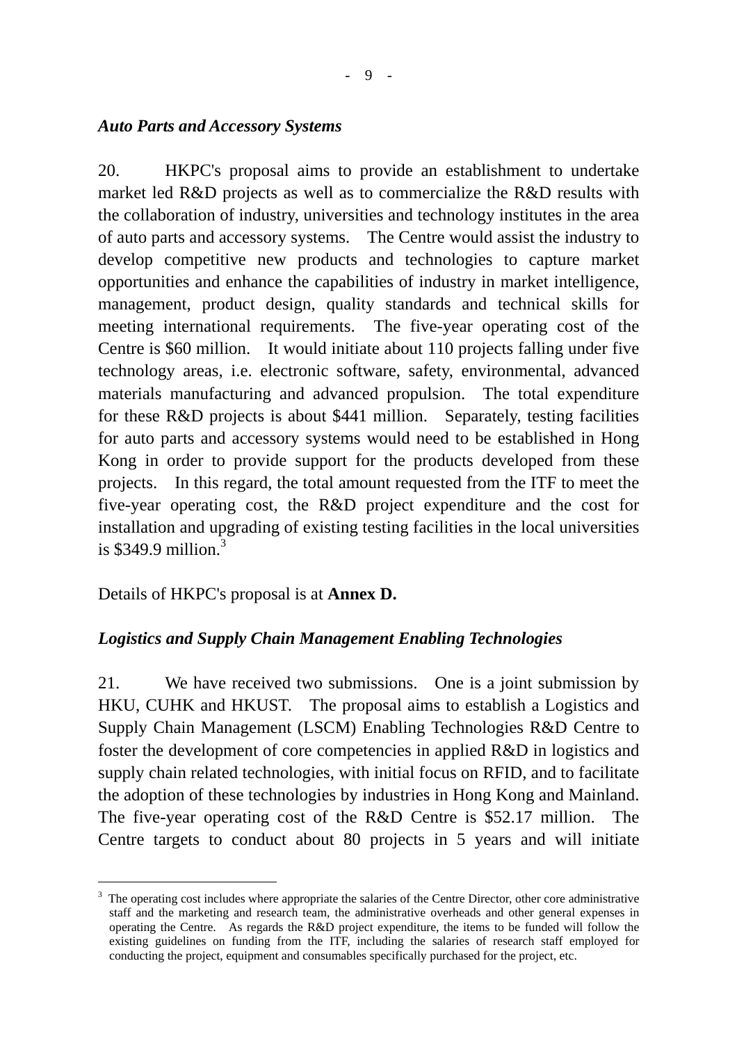*Auto Parts and Accessory Systems*

20. HKPC's proposal aims to provide an establishment to undertake market led R&D projects as well as to commercialize the R&D results with the collaboration of industry, universities and technology institutes in the area of auto parts and accessory systems. The Centre would assist the industry to develop competitive new products and technologies to capture market opportunities and enhance the capabilities of industry in market intelligence, management, product design, quality standards and technical skills for meeting international requirements. The five-year operating cost of the Centre is $60 million. It would initiate about 110 projects falling under five technology areas, i.e. electronic software, safety, environmental, advanced materials manufacturing and advanced propulsion. The total expenditure for these R&D projects is about $441 million. Separately, testing facilities for auto parts and accessory systems would need to be established in Hong Kong in order to provide support for the products developed from these projects. In this regard, the total amount requested from the ITF to meet the five-year operating cost, the R&D project expenditure and the cost for installation and upgrading of existing testing facilities in the local universities is $349.9 million.[3]

Details of HKPC's proposal is at **Annex D.**

*Logistics and Supply Chain Management Enabling Technologies*

21. We have received two submissions. One is a joint submission by HKU, CUHK and HKUST. The proposal aims to establish a Logistics and Supply Chain Management (LSCM) Enabling Technologies R&D Centre to foster the development of core competencies in applied R&D in logistics and supply chain related technologies, with initial focus on RFID, and to facilitate the adoption of these technologies by industries in Hong Kong and Mainland. The five-year operating cost of the R&D Centre is $52.17 million. The Centre targets to conduct about 80 projects in 5 years and will initiate

---

[3] The operating cost includes where appropriate the salaries of the Centre Director, other core administrative staff and the marketing and research team, the administrative overheads and other general expenses in operating the Centre. As regards the R&D project expenditure, the items to be funded will follow the existing guidelines on funding from the ITF, including the salaries of research staff employed for conducting the project, equipment and consumables specifically purchased for the project, etc.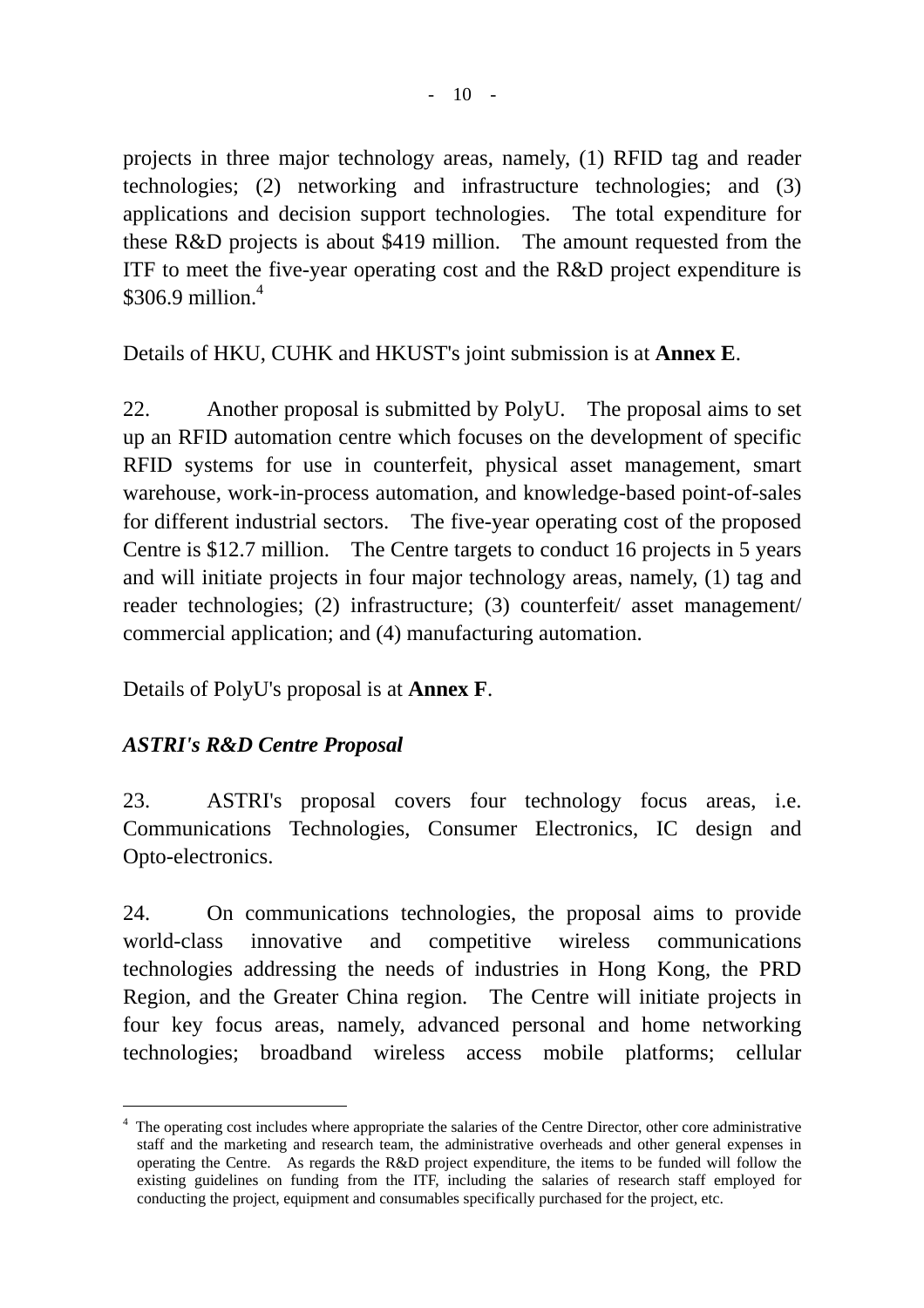projects in three major technology areas, namely, (1) RFID tag and reader technologies; (2) networking and infrastructure technologies; and (3) applications and decision support technologies. The total expenditure for these R&D projects is about $419 million. The amount requested from the ITF to meet the five-year operating cost and the R&D project expenditure is $306.9 million.[4]

Details of HKU, CUHK and HKUST's joint submission is at **Annex E**.

22. Another proposal is submitted by PolyU. The proposal aims to set up an RFID automation centre which focuses on the development of specific RFID systems for use in counterfeit, physical asset management, smart warehouse, work-in-process automation, and knowledge-based point-of-sales for different industrial sectors. The five-year operating cost of the proposed Centre is $12.7 million. The Centre targets to conduct 16 projects in 5 years and will initiate projects in four major technology areas, namely, (1) tag and reader technologies; (2) infrastructure; (3) counterfeit/ asset management/ commercial application; and (4) manufacturing automation.

Details of PolyU's proposal is at **Annex F**.

***ASTRI's R&D Centre Proposal***

23. ASTRI's proposal covers four technology focus areas, i.e. Communications Technologies, Consumer Electronics, IC design and Opto-electronics.

24. On communications technologies, the proposal aims to provide world-class innovative and competitive wireless communications technologies addressing the needs of industries in Hong Kong, the PRD Region, and the Greater China region. The Centre will initiate projects in four key focus areas, namely, advanced personal and home networking technologies; broadband wireless access mobile platforms; cellular

---

[4] The operating cost includes where appropriate the salaries of the Centre Director, other core administrative staff and the marketing and research team, the administrative overheads and other general expenses in operating the Centre. As regards the R&D project expenditure, the items to be funded will follow the existing guidelines on funding from the ITF, including the salaries of research staff employed for conducting the project, equipment and consumables specifically purchased for the project, etc.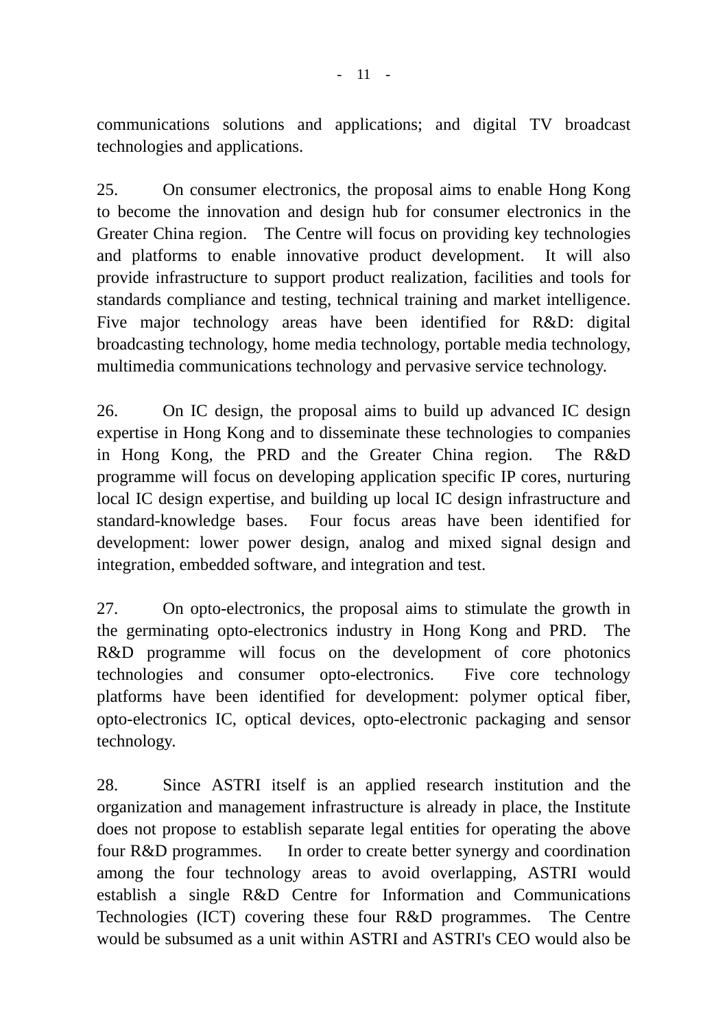communications solutions and applications; and digital TV broadcast technologies and applications.

25. On consumer electronics, the proposal aims to enable Hong Kong to become the innovation and design hub for consumer electronics in the Greater China region. The Centre will focus on providing key technologies and platforms to enable innovative product development. It will also provide infrastructure to support product realization, facilities and tools for standards compliance and testing, technical training and market intelligence. Five major technology areas have been identified for R&D: digital broadcasting technology, home media technology, portable media technology, multimedia communications technology and pervasive service technology.

26. On IC design, the proposal aims to build up advanced IC design expertise in Hong Kong and to disseminate these technologies to companies in Hong Kong, the PRD and the Greater China region. The R&D programme will focus on developing application specific IP cores, nurturing local IC design expertise, and building up local IC design infrastructure and standard-knowledge bases. Four focus areas have been identified for development: lower power design, analog and mixed signal design and integration, embedded software, and integration and test.

27. On opto-electronics, the proposal aims to stimulate the growth in the germinating opto-electronics industry in Hong Kong and PRD. The R&D programme will focus on the development of core photonics technologies and consumer opto-electronics. Five core technology platforms have been identified for development: polymer optical fiber, opto-electronics IC, optical devices, opto-electronic packaging and sensor technology.

28. Since ASTRI itself is an applied research institution and the organization and management infrastructure is already in place, the Institute does not propose to establish separate legal entities for operating the above four R&D programmes. In order to create better synergy and coordination among the four technology areas to avoid overlapping, ASTRI would establish a single R&D Centre for Information and Communications Technologies (ICT) covering these four R&D programmes. The Centre would be subsumed as a unit within ASTRI and ASTRI's CEO would also be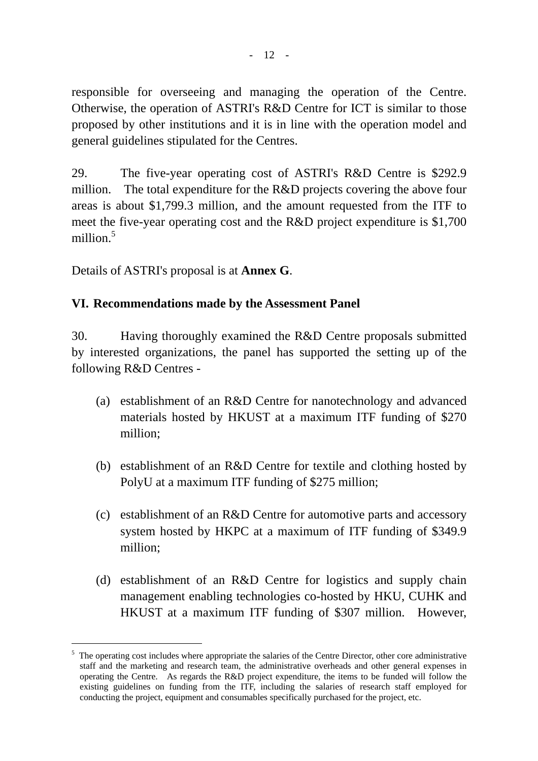responsible for overseeing and managing the operation of the Centre. Otherwise, the operation of ASTRI's R&D Centre for ICT is similar to those proposed by other institutions and it is in line with the operation model and general guidelines stipulated for the Centres.

29. The five-year operating cost of ASTRI's R&D Centre is $292.9 million. The total expenditure for the R&D projects covering the above four areas is about $1,799.3 million, and the amount requested from the ITF to meet the five-year operating cost and the R&D project expenditure is $1,700 million.[5]

Details of ASTRI's proposal is at **Annex G**.

## VI. Recommendations made by the Assessment Panel

30. Having thoroughly examined the R&D Centre proposals submitted by interested organizations, the panel has supported the setting up of the following R&D Centres -

(a) establishment of an R&D Centre for nanotechnology and advanced materials hosted by HKUST at a maximum ITF funding of $270 million;

(b) establishment of an R&D Centre for textile and clothing hosted by PolyU at a maximum ITF funding of $275 million;

(c) establishment of an R&D Centre for automotive parts and accessory system hosted by HKPC at a maximum of ITF funding of $349.9 million;

(d) establishment of an R&D Centre for logistics and supply chain management enabling technologies co-hosted by HKU, CUHK and HKUST at a maximum ITF funding of $307 million. However,

---

[5] The operating cost includes where appropriate the salaries of the Centre Director, other core administrative staff and the marketing and research team, the administrative overheads and other general expenses in operating the Centre. As regards the R&D project expenditure, the items to be funded will follow the existing guidelines on funding from the ITF, including the salaries of research staff employed for conducting the project, equipment and consumables specifically purchased for the project, etc.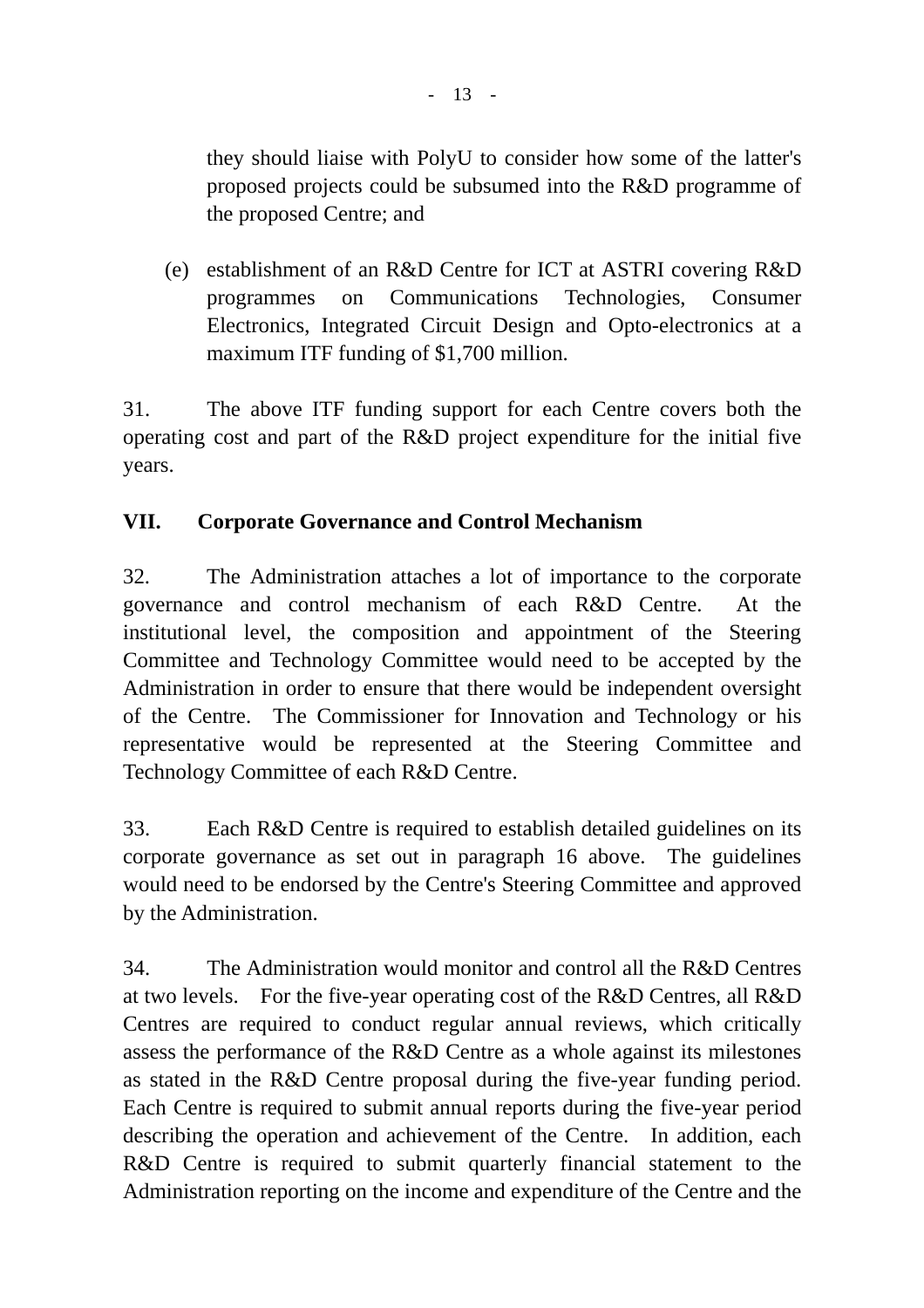they should liaise with PolyU to consider how some of the latter's proposed projects could be subsumed into the R&D programme of the proposed Centre; and

(e) establishment of an R&D Centre for ICT at ASTRI covering R&D programmes on Communications Technologies, Consumer Electronics, Integrated Circuit Design and Opto-electronics at a maximum ITF funding of $1,700 million.

31. The above ITF funding support for each Centre covers both the operating cost and part of the R&D project expenditure for the initial five years.

## VII. Corporate Governance and Control Mechanism

32. The Administration attaches a lot of importance to the corporate governance and control mechanism of each R&D Centre. At the institutional level, the composition and appointment of the Steering Committee and Technology Committee would need to be accepted by the Administration in order to ensure that there would be independent oversight of the Centre. The Commissioner for Innovation and Technology or his representative would be represented at the Steering Committee and Technology Committee of each R&D Centre.

33. Each R&D Centre is required to establish detailed guidelines on its corporate governance as set out in paragraph 16 above. The guidelines would need to be endorsed by the Centre's Steering Committee and approved by the Administration.

34. The Administration would monitor and control all the R&D Centres at two levels. For the five-year operating cost of the R&D Centres, all R&D Centres are required to conduct regular annual reviews, which critically assess the performance of the R&D Centre as a whole against its milestones as stated in the R&D Centre proposal during the five-year funding period. Each Centre is required to submit annual reports during the five-year period describing the operation and achievement of the Centre. In addition, each R&D Centre is required to submit quarterly financial statement to the Administration reporting on the income and expenditure of the Centre and the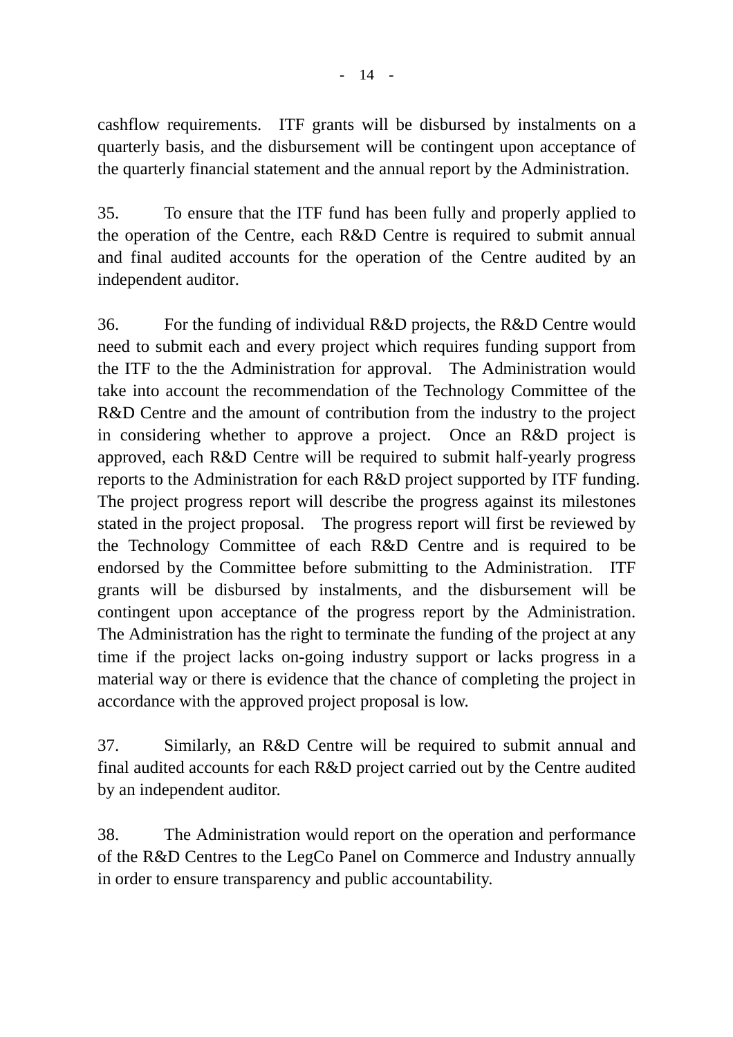cashflow requirements. ITF grants will be disbursed by instalments on a quarterly basis, and the disbursement will be contingent upon acceptance of the quarterly financial statement and the annual report by the Administration.

35. To ensure that the ITF fund has been fully and properly applied to the operation of the Centre, each R&D Centre is required to submit annual and final audited accounts for the operation of the Centre audited by an independent auditor.

36. For the funding of individual R&D projects, the R&D Centre would need to submit each and every project which requires funding support from the ITF to the the Administration for approval. The Administration would take into account the recommendation of the Technology Committee of the R&D Centre and the amount of contribution from the industry to the project in considering whether to approve a project. Once an R&D project is approved, each R&D Centre will be required to submit half-yearly progress reports to the Administration for each R&D project supported by ITF funding. The project progress report will describe the progress against its milestones stated in the project proposal. The progress report will first be reviewed by the Technology Committee of each R&D Centre and is required to be endorsed by the Committee before submitting to the Administration. ITF grants will be disbursed by instalments, and the disbursement will be contingent upon acceptance of the progress report by the Administration. The Administration has the right to terminate the funding of the project at any time if the project lacks on-going industry support or lacks progress in a material way or there is evidence that the chance of completing the project in accordance with the approved project proposal is low.

37. Similarly, an R&D Centre will be required to submit annual and final audited accounts for each R&D project carried out by the Centre audited by an independent auditor.

38. The Administration would report on the operation and performance of the R&D Centres to the LegCo Panel on Commerce and Industry annually in order to ensure transparency and public accountability.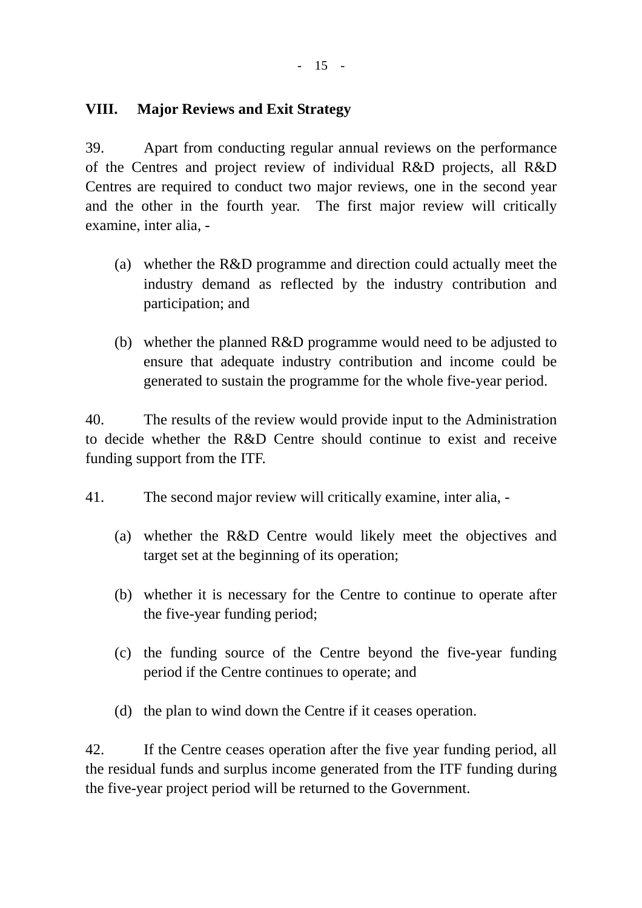## VIII. Major Reviews and Exit Strategy

39. Apart from conducting regular annual reviews on the performance of the Centres and project review of individual R&D projects, all R&D Centres are required to conduct two major reviews, one in the second year and the other in the fourth year. The first major review will critically examine, inter alia, -

(a) whether the R&D programme and direction could actually meet the industry demand as reflected by the industry contribution and participation; and

(b) whether the planned R&D programme would need to be adjusted to ensure that adequate industry contribution and income could be generated to sustain the programme for the whole five-year period.

40. The results of the review would provide input to the Administration to decide whether the R&D Centre should continue to exist and receive funding support from the ITF.

41. The second major review will critically examine, inter alia, -

(a) whether the R&D Centre would likely meet the objectives and target set at the beginning of its operation;

(b) whether it is necessary for the Centre to continue to operate after the five-year funding period;

(c) the funding source of the Centre beyond the five-year funding period if the Centre continues to operate; and

(d) the plan to wind down the Centre if it ceases operation.

42. If the Centre ceases operation after the five year funding period, all the residual funds and surplus income generated from the ITF funding during the five-year project period will be returned to the Government.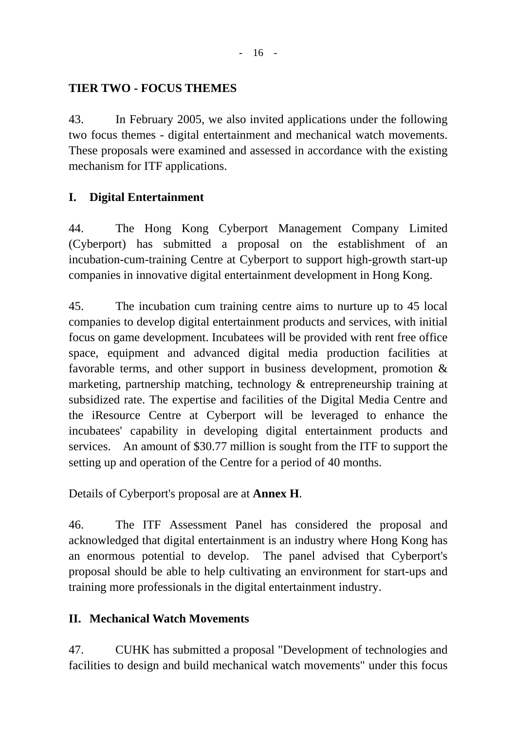**TIER TWO - FOCUS THEMES**

43. In February 2005, we also invited applications under the following two focus themes - digital entertainment and mechanical watch movements. These proposals were examined and assessed in accordance with the existing mechanism for ITF applications.

**I. Digital Entertainment**

44. The Hong Kong Cyberport Management Company Limited (Cyberport) has submitted a proposal on the establishment of an incubation-cum-training Centre at Cyberport to support high-growth start-up companies in innovative digital entertainment development in Hong Kong.

45. The incubation cum training centre aims to nurture up to 45 local companies to develop digital entertainment products and services, with initial focus on game development. Incubatees will be provided with rent free office space, equipment and advanced digital media production facilities at favorable terms, and other support in business development, promotion & marketing, partnership matching, technology & entrepreneurship training at subsidized rate. The expertise and facilities of the Digital Media Centre and the iResource Centre at Cyberport will be leveraged to enhance the incubatees' capability in developing digital entertainment products and services. An amount of $30.77 million is sought from the ITF to support the setting up and operation of the Centre for a period of 40 months.

Details of Cyberport's proposal are at **Annex H**.

46. The ITF Assessment Panel has considered the proposal and acknowledged that digital entertainment is an industry where Hong Kong has an enormous potential to develop. The panel advised that Cyberport's proposal should be able to help cultivating an environment for start-ups and training more professionals in the digital entertainment industry.

**II. Mechanical Watch Movements**

47. CUHK has submitted a proposal "Development of technologies and facilities to design and build mechanical watch movements" under this focus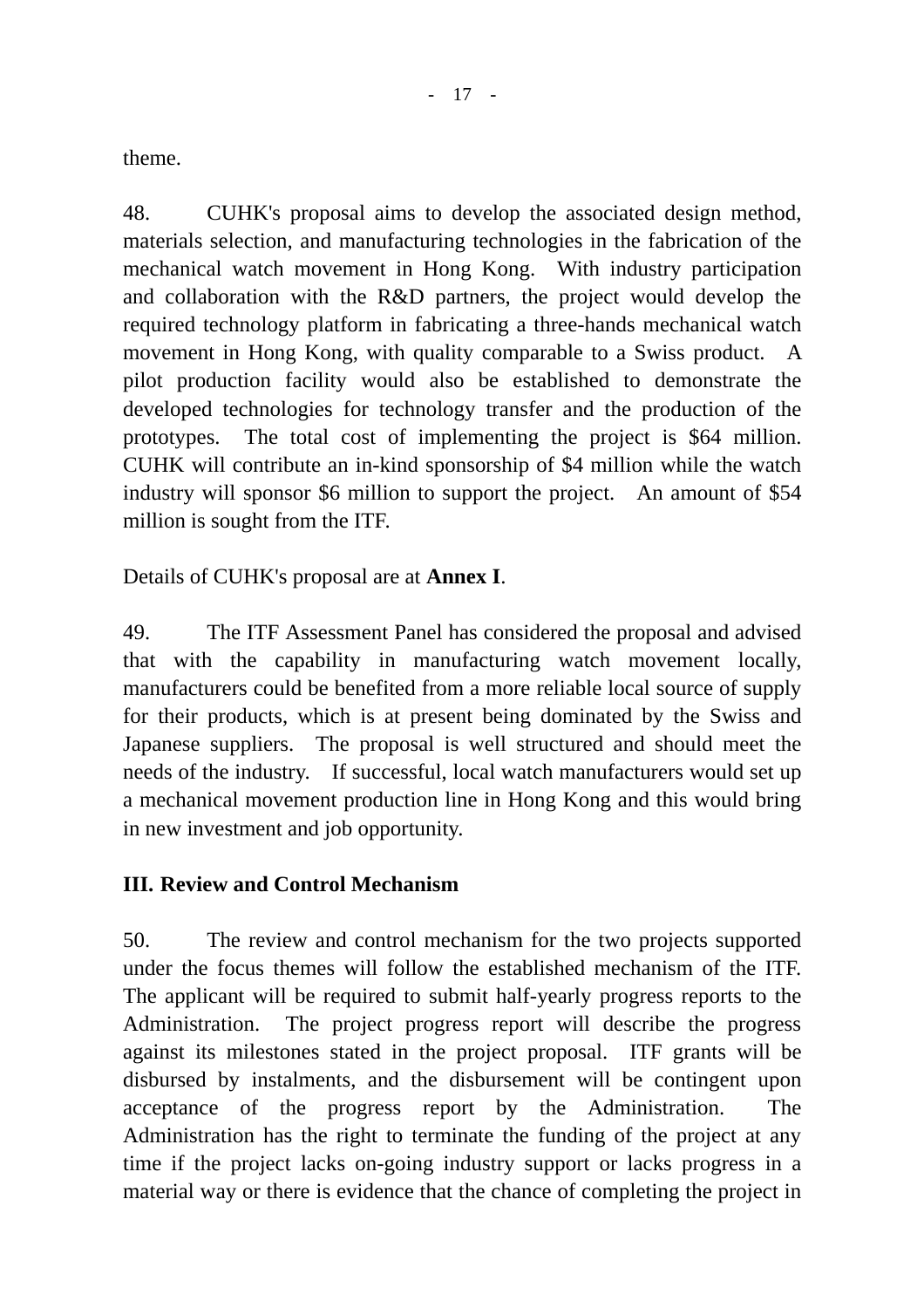theme.

48. CUHK's proposal aims to develop the associated design method, materials selection, and manufacturing technologies in the fabrication of the mechanical watch movement in Hong Kong. With industry participation and collaboration with the R&D partners, the project would develop the required technology platform in fabricating a three-hands mechanical watch movement in Hong Kong, with quality comparable to a Swiss product. A pilot production facility would also be established to demonstrate the developed technologies for technology transfer and the production of the prototypes. The total cost of implementing the project is $64 million. CUHK will contribute an in-kind sponsorship of $4 million while the watch industry will sponsor $6 million to support the project. An amount of $54 million is sought from the ITF.

Details of CUHK's proposal are at **Annex I**.

49. The ITF Assessment Panel has considered the proposal and advised that with the capability in manufacturing watch movement locally, manufacturers could be benefited from a more reliable local source of supply for their products, which is at present being dominated by the Swiss and Japanese suppliers. The proposal is well structured and should meet the needs of the industry. If successful, local watch manufacturers would set up a mechanical movement production line in Hong Kong and this would bring in new investment and job opportunity.

## III. Review and Control Mechanism

50. The review and control mechanism for the two projects supported under the focus themes will follow the established mechanism of the ITF. The applicant will be required to submit half-yearly progress reports to the Administration. The project progress report will describe the progress against its milestones stated in the project proposal. ITF grants will be disbursed by instalments, and the disbursement will be contingent upon acceptance of the progress report by the Administration. The Administration has the right to terminate the funding of the project at any time if the project lacks on-going industry support or lacks progress in a material way or there is evidence that the chance of completing the project in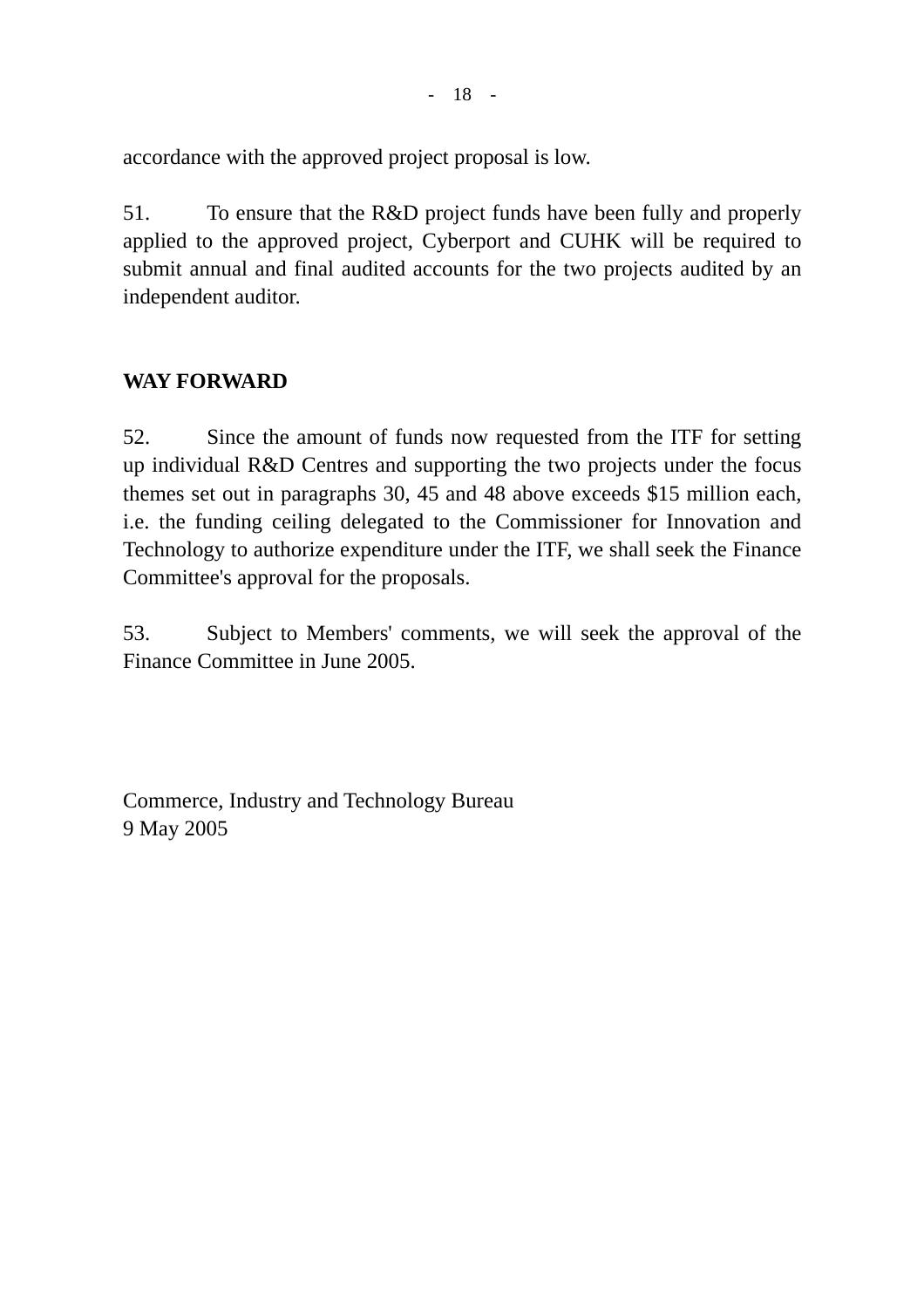accordance with the approved project proposal is low.

51. To ensure that the R&D project funds have been fully and properly applied to the approved project, Cyberport and CUHK will be required to submit annual and final audited accounts for the two projects audited by an independent auditor.

**WAY FORWARD**

52. Since the amount of funds now requested from the ITF for setting up individual R&D Centres and supporting the two projects under the focus themes set out in paragraphs 30, 45 and 48 above exceeds $15 million each, i.e. the funding ceiling delegated to the Commissioner for Innovation and Technology to authorize expenditure under the ITF, we shall seek the Finance Committee's approval for the proposals.

53. Subject to Members' comments, we will seek the approval of the Finance Committee in June 2005.

Commerce, Industry and Technology Bureau
9 May 2005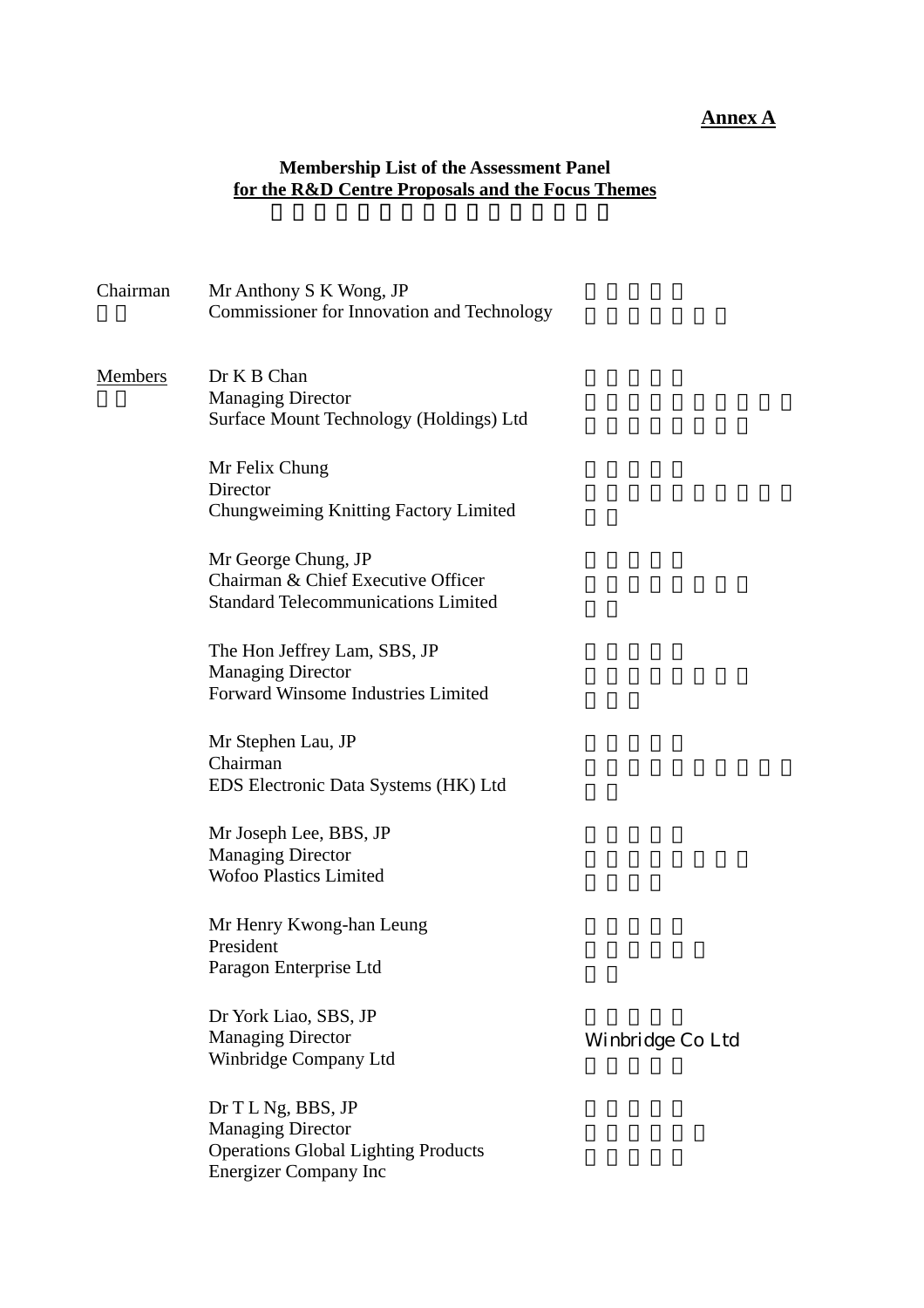**Annex A**

**Membership List of the Assessment Panel**
**for the R&D Centre Proposals and the Focus Themes**

| | | |
|---|---|---|
| Chairman | Mr Anthony S K Wong, JP<br>Commissioner for Innovation and Technology | |
| Members | Dr K B Chan<br>Managing Director<br>Surface Mount Technology (Holdings) Ltd | |
| | Mr Felix Chung<br>Director<br>Chungweiming Knitting Factory Limited | |
| | Mr George Chung, JP<br>Chairman & Chief Executive Officer<br>Standard Telecommunications Limited | |
| | The Hon Jeffrey Lam, SBS, JP<br>Managing Director<br>Forward Winsome Industries Limited | |
| | Mr Stephen Lau, JP<br>Chairman<br>EDS Electronic Data Systems (HK) Ltd | |
| | Mr Joseph Lee, BBS, JP<br>Managing Director<br>Wofoo Plastics Limited | |
| | Mr Henry Kwong-han Leung<br>President<br>Paragon Enterprise Ltd | |
| | Dr York Liao, SBS, JP<br>Managing Director<br>Winbridge Company Ltd | Winbridge Co Ltd |
| | Dr T L Ng, BBS, JP<br>Managing Director<br>Operations Global Lighting Products<br>Energizer Company Inc | |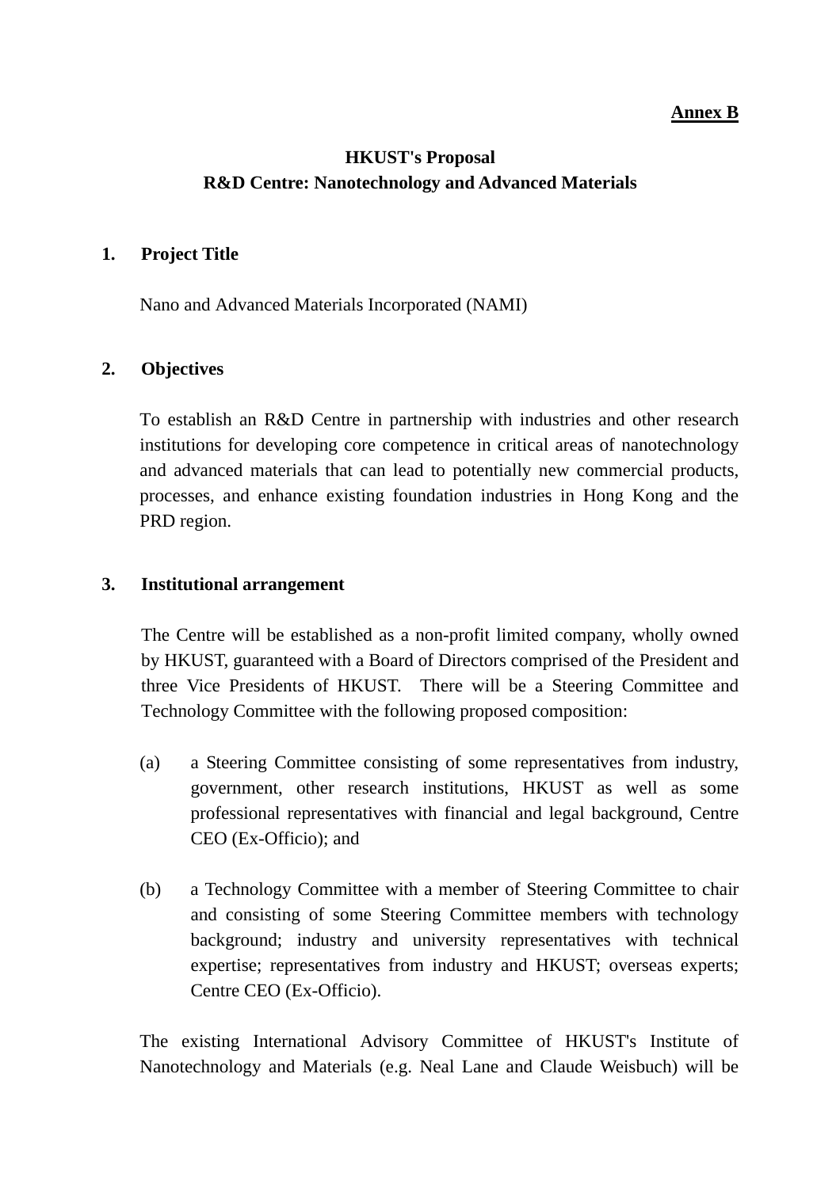**Annex B**

# HKUST's Proposal
# R&D Centre: Nanotechnology and Advanced Materials

## 1. Project Title

Nano and Advanced Materials Incorporated (NAMI)

## 2. Objectives

To establish an R&D Centre in partnership with industries and other research institutions for developing core competence in critical areas of nanotechnology and advanced materials that can lead to potentially new commercial products, processes, and enhance existing foundation industries in Hong Kong and the PRD region.

## 3. Institutional arrangement

The Centre will be established as a non-profit limited company, wholly owned by HKUST, guaranteed with a Board of Directors comprised of the President and three Vice Presidents of HKUST. There will be a Steering Committee and Technology Committee with the following proposed composition:

(a) a Steering Committee consisting of some representatives from industry, government, other research institutions, HKUST as well as some professional representatives with financial and legal background, Centre CEO (Ex-Officio); and

(b) a Technology Committee with a member of Steering Committee to chair and consisting of some Steering Committee members with technology background; industry and university representatives with technical expertise; representatives from industry and HKUST; overseas experts; Centre CEO (Ex-Officio).

The existing International Advisory Committee of HKUST's Institute of Nanotechnology and Materials (e.g. Neal Lane and Claude Weisbuch) will be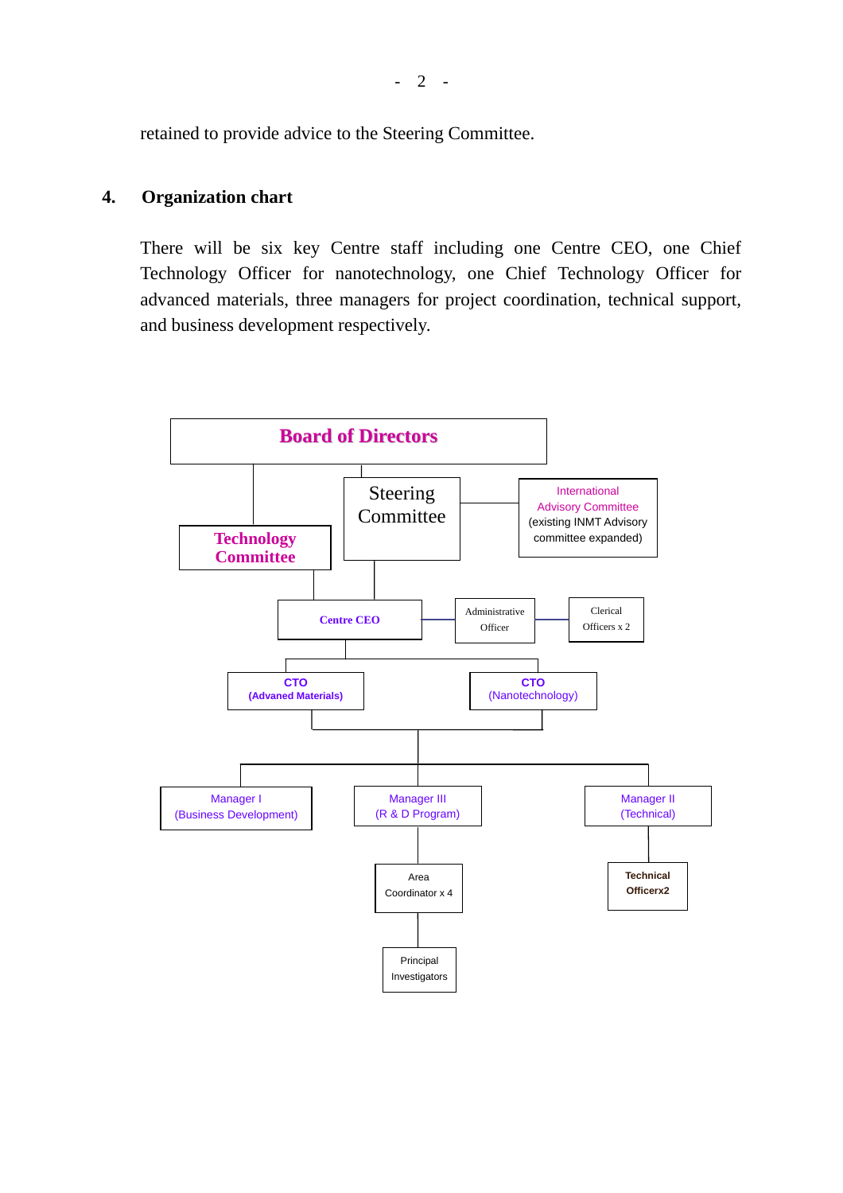retained to provide advice to the Steering Committee.

## 4. Organization chart

There will be six key Centre staff including one Centre CEO, one Chief Technology Officer for nanotechnology, one Chief Technology Officer for advanced materials, three managers for project coordination, technical support, and business development respectively.

Board of Directors

Steering Committee

International Advisory Committee (existing INMT Advisory committee expanded)

Technology Committee

Centre CEO

Administrative Officer

Clerical Officers x 2

CTO (Advaned Materials)

CTO (Nanotechnology)

Manager I (Business Development)

Manager III (R & D Program)

Manager II (Technical)

Area Coordinator x 4

Technical Officerx2

Principal Investigators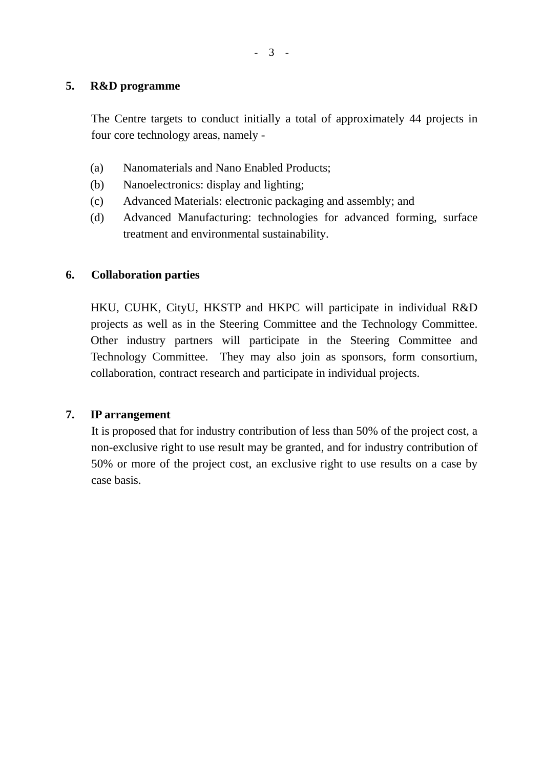**5. R&D programme**

The Centre targets to conduct initially a total of approximately 44 projects in four core technology areas, namely -

(a) Nanomaterials and Nano Enabled Products;
(b) Nanoelectronics: display and lighting;
(c) Advanced Materials: electronic packaging and assembly; and
(d) Advanced Manufacturing: technologies for advanced forming, surface treatment and environmental sustainability.

**6. Collaboration parties**

HKU, CUHK, CityU, HKSTP and HKPC will participate in individual R&D projects as well as in the Steering Committee and the Technology Committee. Other industry partners will participate in the Steering Committee and Technology Committee. They may also join as sponsors, form consortium, collaboration, contract research and participate in individual projects.

**7. IP arrangement**

It is proposed that for industry contribution of less than 50% of the project cost, a non-exclusive right to use result may be granted, and for industry contribution of 50% or more of the project cost, an exclusive right to use results on a case by case basis.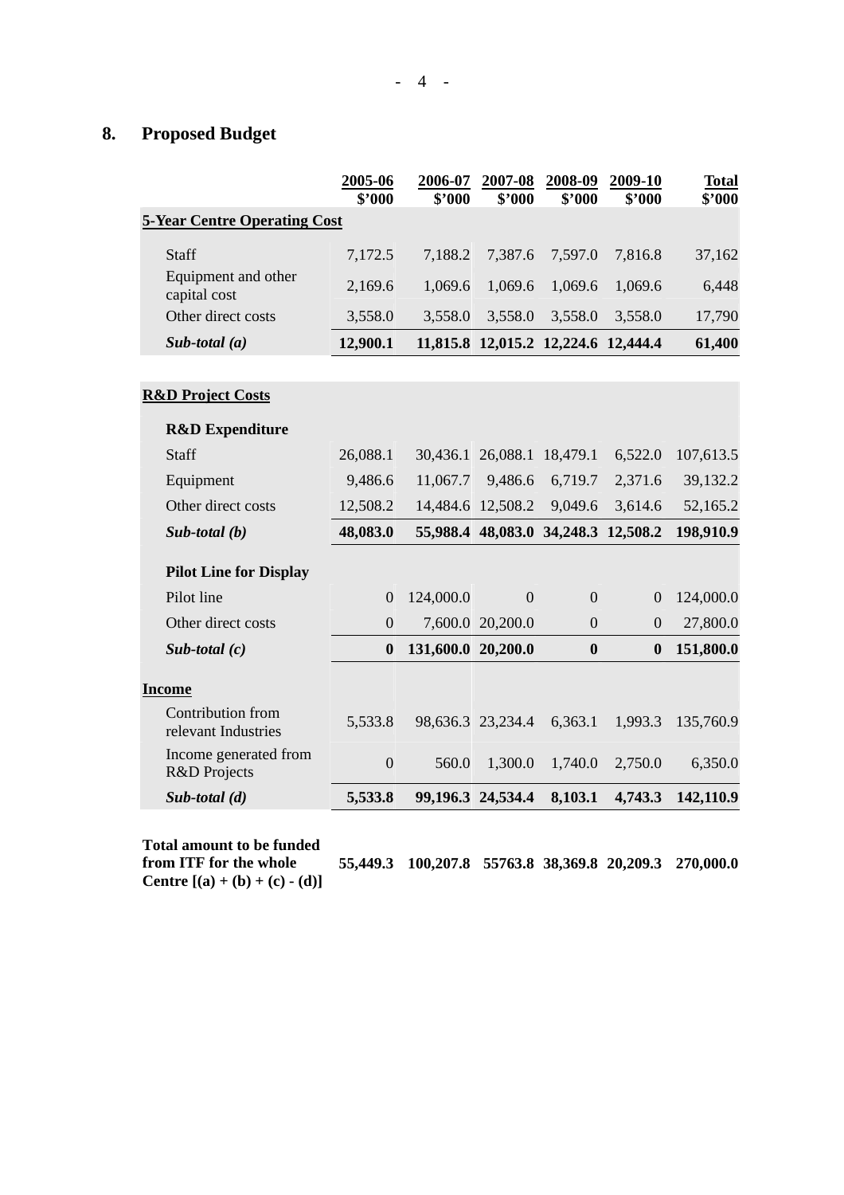## 8. Proposed Budget

| | 2005-06 $'000 | 2006-07 $'000 | 2007-08 $'000 | 2008-09 $'000 | 2009-10 $'000 | Total $'000 |
|---|---|---|---|---|---|---|
| **5-Year Centre Operating Cost** | | | | | | |
| Staff | 7,172.5 | 7,188.2 | 7,387.6 | 7,597.0 | 7,816.8 | 37,162 |
| Equipment and other capital cost | 2,169.6 | 1,069.6 | 1,069.6 | 1,069.6 | 1,069.6 | 6,448 |
| Other direct costs | 3,558.0 | 3,558.0 | 3,558.0 | 3,558.0 | 3,558.0 | 17,790 |
| ***Sub-total (a)*** | **12,900.1** | **11,815.8** | **12,015.2** | **12,224.6** | **12,444.4** | **61,400** |
| **R&D Project Costs** | | | | | | |
| **R&D Expenditure** | | | | | | |
| Staff | 26,088.1 | 30,436.1 | 26,088.1 | 18,479.1 | 6,522.0 | 107,613.5 |
| Equipment | 9,486.6 | 11,067.7 | 9,486.6 | 6,719.7 | 2,371.6 | 39,132.2 |
| Other direct costs | 12,508.2 | 14,484.6 | 12,508.2 | 9,049.6 | 3,614.6 | 52,165.2 |
| ***Sub-total (b)*** | **48,083.0** | **55,988.4** | **48,083.0** | **34,248.3** | **12,508.2** | **198,910.9** |
| **Pilot Line for Display** | | | | | | |
| Pilot line | 0 | 124,000.0 | 0 | 0 | 0 | 124,000.0 |
| Other direct costs | 0 | 7,600.0 | 20,200.0 | 0 | 0 | 27,800.0 |
| ***Sub-total (c)*** | **0** | **131,600.0** | **20,200.0** | **0** | **0** | **151,800.0** |
| **Income** | | | | | | |
| Contribution from relevant Industries | 5,533.8 | 98,636.3 | 23,234.4 | 6,363.1 | 1,993.3 | 135,760.9 |
| Income generated from R&D Projects | 0 | 560.0 | 1,300.0 | 1,740.0 | 2,750.0 | 6,350.0 |
| ***Sub-total (d)*** | **5,533.8** | **99,196.3** | **24,534.4** | **8,103.1** | **4,743.3** | **142,110.9** |
| **Total amount to be funded from ITF for the whole Centre [(a) + (b) + (c) - (d)]** | **55,449.3** | **100,207.8** | **55763.8** | **38,369.8** | **20,209.3** | **270,000.0** |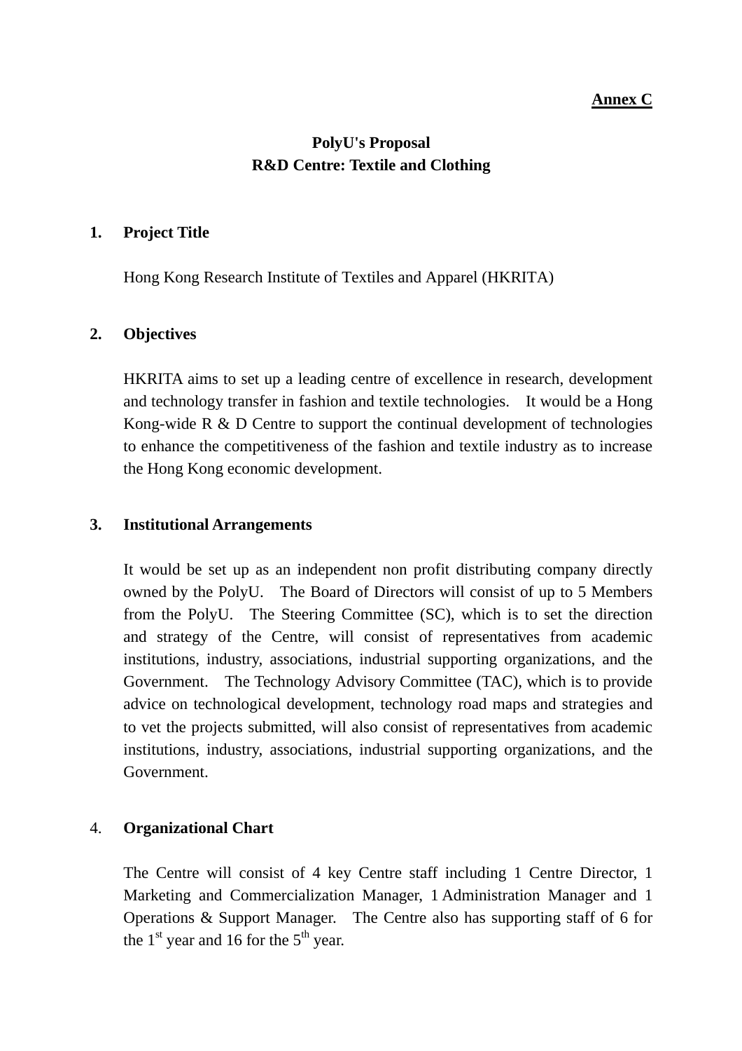**Annex C**

# PolyU's Proposal
# R&D Centre: Textile and Clothing

## 1. Project Title

Hong Kong Research Institute of Textiles and Apparel (HKRITA)

## 2. Objectives

HKRITA aims to set up a leading centre of excellence in research, development and technology transfer in fashion and textile technologies. It would be a Hong Kong-wide R & D Centre to support the continual development of technologies to enhance the competitiveness of the fashion and textile industry as to increase the Hong Kong economic development.

## 3. Institutional Arrangements

It would be set up as an independent non profit distributing company directly owned by the PolyU. The Board of Directors will consist of up to 5 Members from the PolyU. The Steering Committee (SC), which is to set the direction and strategy of the Centre, will consist of representatives from academic institutions, industry, associations, industrial supporting organizations, and the Government. The Technology Advisory Committee (TAC), which is to provide advice on technological development, technology road maps and strategies and to vet the projects submitted, will also consist of representatives from academic institutions, industry, associations, industrial supporting organizations, and the Government.

## 4. Organizational Chart

The Centre will consist of 4 key Centre staff including 1 Centre Director, 1 Marketing and Commercialization Manager, 1 Administration Manager and 1 Operations & Support Manager. The Centre also has supporting staff of 6 for the 1st year and 16 for the 5th year.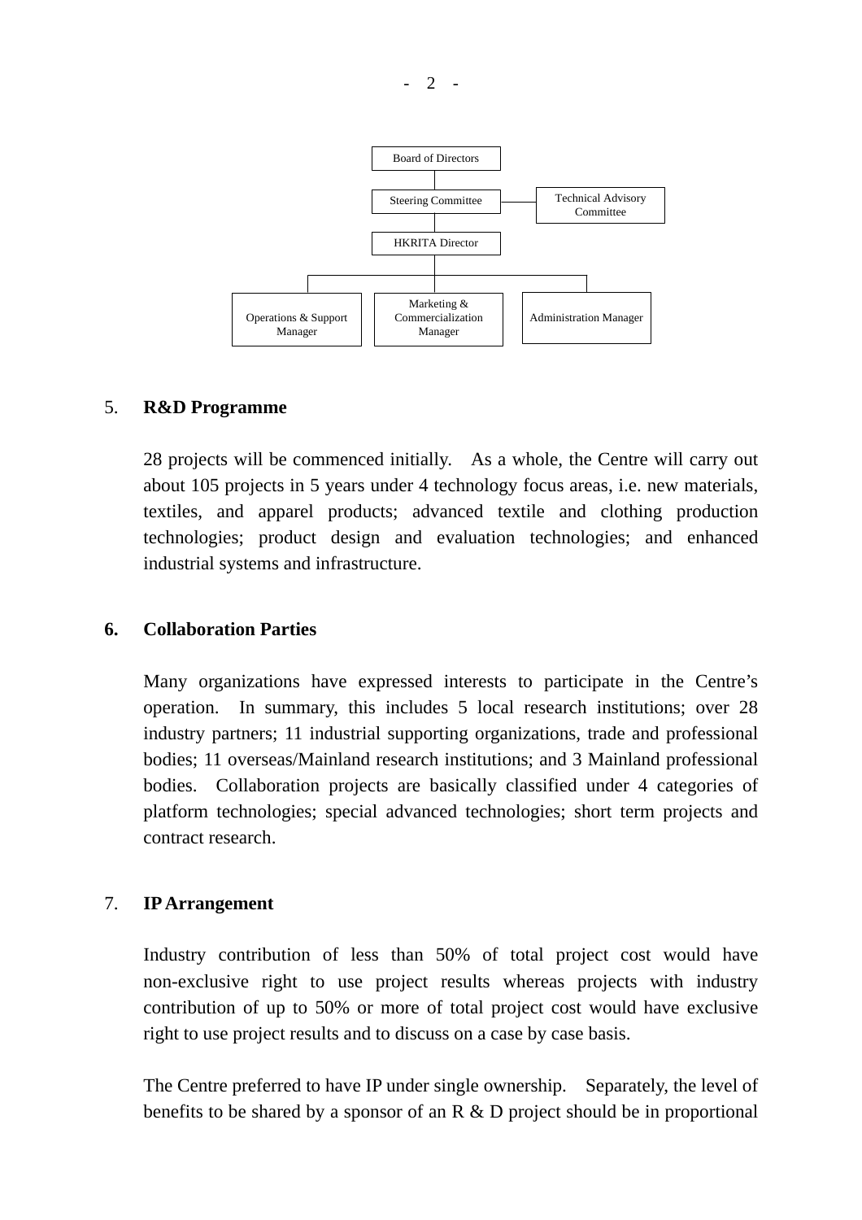Board of Directors

Steering Committee — Technical Advisory Committee

HKRITA Director

Operations & Support Manager | Marketing & Commercialization Manager | Administration Manager

5. **R&D Programme**

28 projects will be commenced initially. As a whole, the Centre will carry out about 105 projects in 5 years under 4 technology focus areas, i.e. new materials, textiles, and apparel products; advanced textile and clothing production technologies; product design and evaluation technologies; and enhanced industrial systems and infrastructure.

**6. Collaboration Parties**

Many organizations have expressed interests to participate in the Centre's operation. In summary, this includes 5 local research institutions; over 28 industry partners; 11 industrial supporting organizations, trade and professional bodies; 11 overseas/Mainland research institutions; and 3 Mainland professional bodies. Collaboration projects are basically classified under 4 categories of platform technologies; special advanced technologies; short term projects and contract research.

7. **IP Arrangement**

Industry contribution of less than 50% of total project cost would have non-exclusive right to use project results whereas projects with industry contribution of up to 50% or more of total project cost would have exclusive right to use project results and to discuss on a case by case basis.

The Centre preferred to have IP under single ownership. Separately, the level of benefits to be shared by a sponsor of an R & D project should be in proportional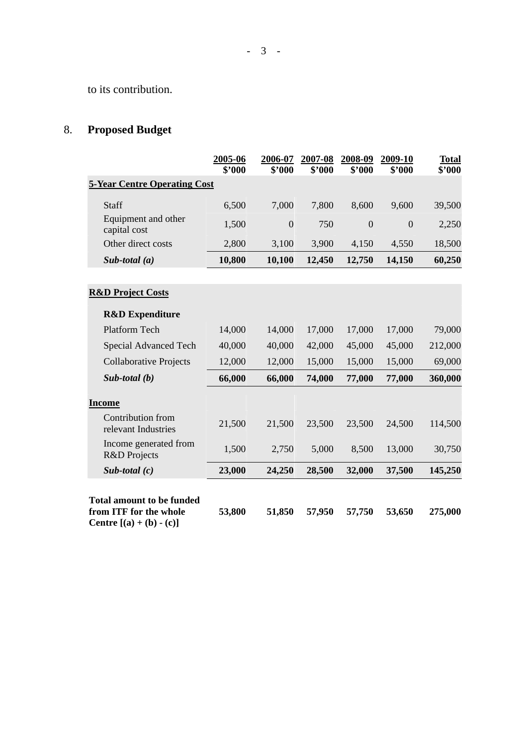to its contribution.

8. **Proposed Budget**

| | 2005-06 $'000 | 2006-07 $'000 | 2007-08 $'000 | 2008-09 $'000 | 2009-10 $'000 | Total $'000 |
|---|---|---|---|---|---|---|
| **5-Year Centre Operating Cost** | | | | | | |
| Staff | 6,500 | 7,000 | 7,800 | 8,600 | 9,600 | 39,500 |
| Equipment and other capital cost | 1,500 | 0 | 750 | 0 | 0 | 2,250 |
| Other direct costs | 2,800 | 3,100 | 3,900 | 4,150 | 4,550 | 18,500 |
| ***Sub-total (a)*** | **10,800** | **10,100** | **12,450** | **12,750** | **14,150** | **60,250** |
| **R&D Project Costs** | | | | | | |
| **R&D Expenditure** | | | | | | |
| Platform Tech | 14,000 | 14,000 | 17,000 | 17,000 | 17,000 | 79,000 |
| Special Advanced Tech | 40,000 | 40,000 | 42,000 | 45,000 | 45,000 | 212,000 |
| Collaborative Projects | 12,000 | 12,000 | 15,000 | 15,000 | 15,000 | 69,000 |
| ***Sub-total (b)*** | **66,000** | **66,000** | **74,000** | **77,000** | **77,000** | **360,000** |
| **Income** | | | | | | |
| Contribution from relevant Industries | 21,500 | 21,500 | 23,500 | 23,500 | 24,500 | 114,500 |
| Income generated from R&D Projects | 1,500 | 2,750 | 5,000 | 8,500 | 13,000 | 30,750 |
| ***Sub-total (c)*** | **23,000** | **24,250** | **28,500** | **32,000** | **37,500** | **145,250** |
| **Total amount to be funded from ITF for the whole Centre [(a) + (b) - (c)]** | **53,800** | **51,850** | **57,950** | **57,750** | **53,650** | **275,000** |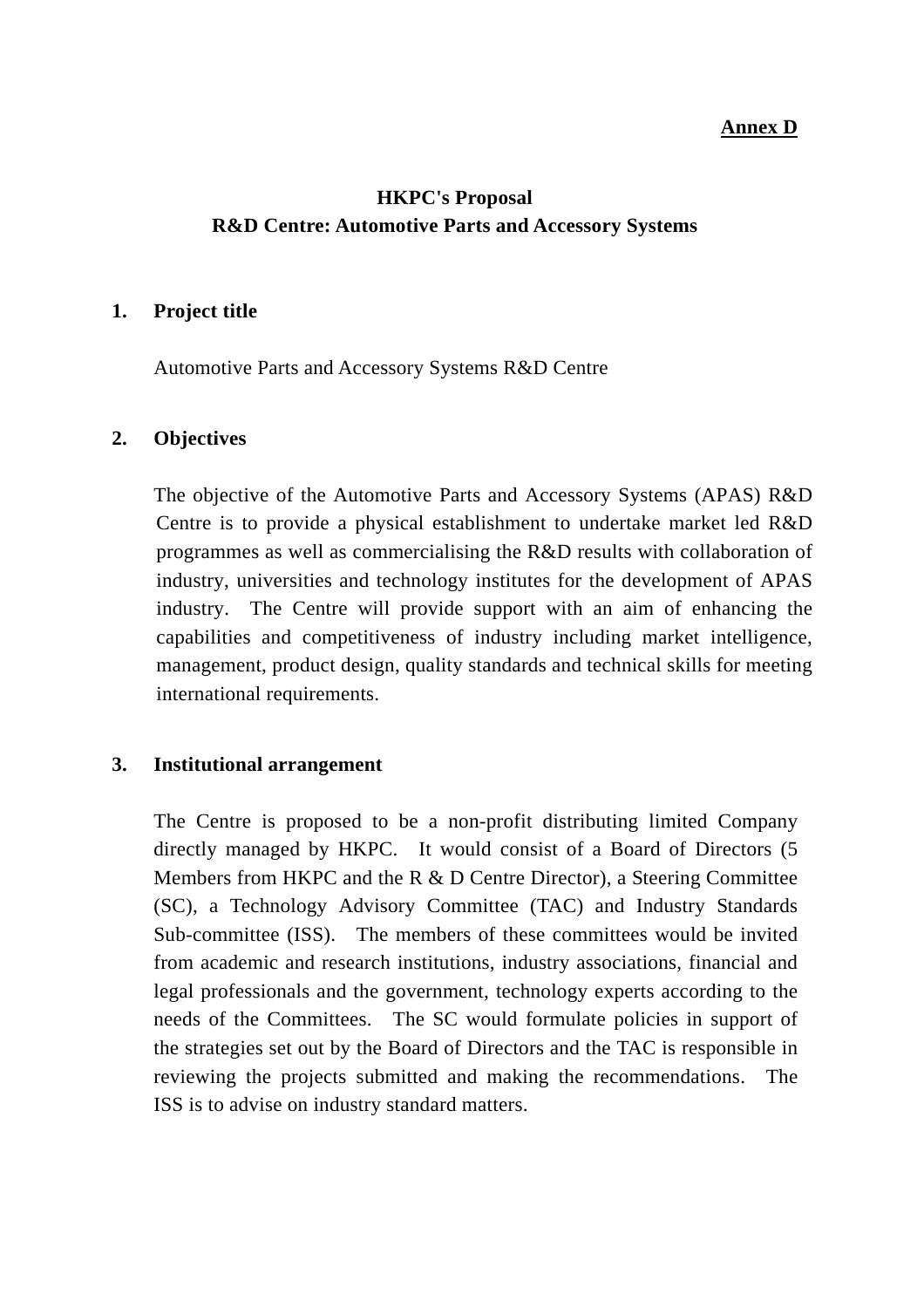**Annex D**

# HKPC's Proposal
# R&D Centre: Automotive Parts and Accessory Systems

## 1. Project title

Automotive Parts and Accessory Systems R&D Centre

## 2. Objectives

The objective of the Automotive Parts and Accessory Systems (APAS) R&D Centre is to provide a physical establishment to undertake market led R&D programmes as well as commercialising the R&D results with collaboration of industry, universities and technology institutes for the development of APAS industry. The Centre will provide support with an aim of enhancing the capabilities and competitiveness of industry including market intelligence, management, product design, quality standards and technical skills for meeting international requirements.

## 3. Institutional arrangement

The Centre is proposed to be a non-profit distributing limited Company directly managed by HKPC. It would consist of a Board of Directors (5 Members from HKPC and the R & D Centre Director), a Steering Committee (SC), a Technology Advisory Committee (TAC) and Industry Standards Sub-committee (ISS). The members of these committees would be invited from academic and research institutions, industry associations, financial and legal professionals and the government, technology experts according to the needs of the Committees. The SC would formulate policies in support of the strategies set out by the Board of Directors and the TAC is responsible in reviewing the projects submitted and making the recommendations. The ISS is to advise on industry standard matters.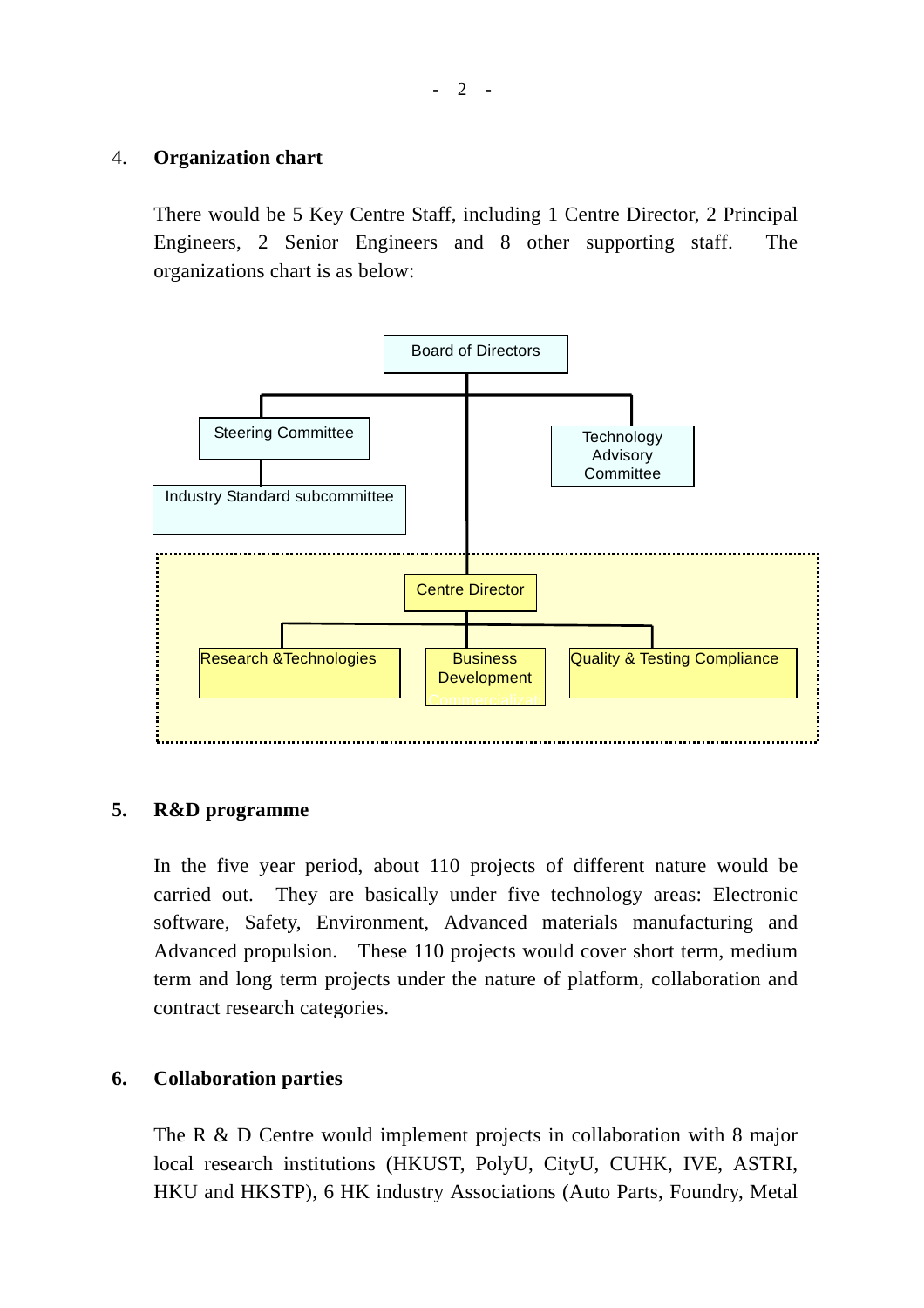4. **Organization chart**

There would be 5 Key Centre Staff, including 1 Centre Director, 2 Principal Engineers, 2 Senior Engineers and 8 other supporting staff. The organizations chart is as below:

- Board of Directors
  - Steering Committee
    - Industry Standard subcommittee
  - Technology Advisory Committee
  - Centre Director
    - Research &Technologies
    - Business Development
    - Quality & Testing Compliance

5. **R&D programme**

In the five year period, about 110 projects of different nature would be carried out. They are basically under five technology areas: Electronic software, Safety, Environment, Advanced materials manufacturing and Advanced propulsion. These 110 projects would cover short term, medium term and long term projects under the nature of platform, collaboration and contract research categories.

6. **Collaboration parties**

The R & D Centre would implement projects in collaboration with 8 major local research institutions (HKUST, PolyU, CityU, CUHK, IVE, ASTRI, HKU and HKSTP), 6 HK industry Associations (Auto Parts, Foundry, Metal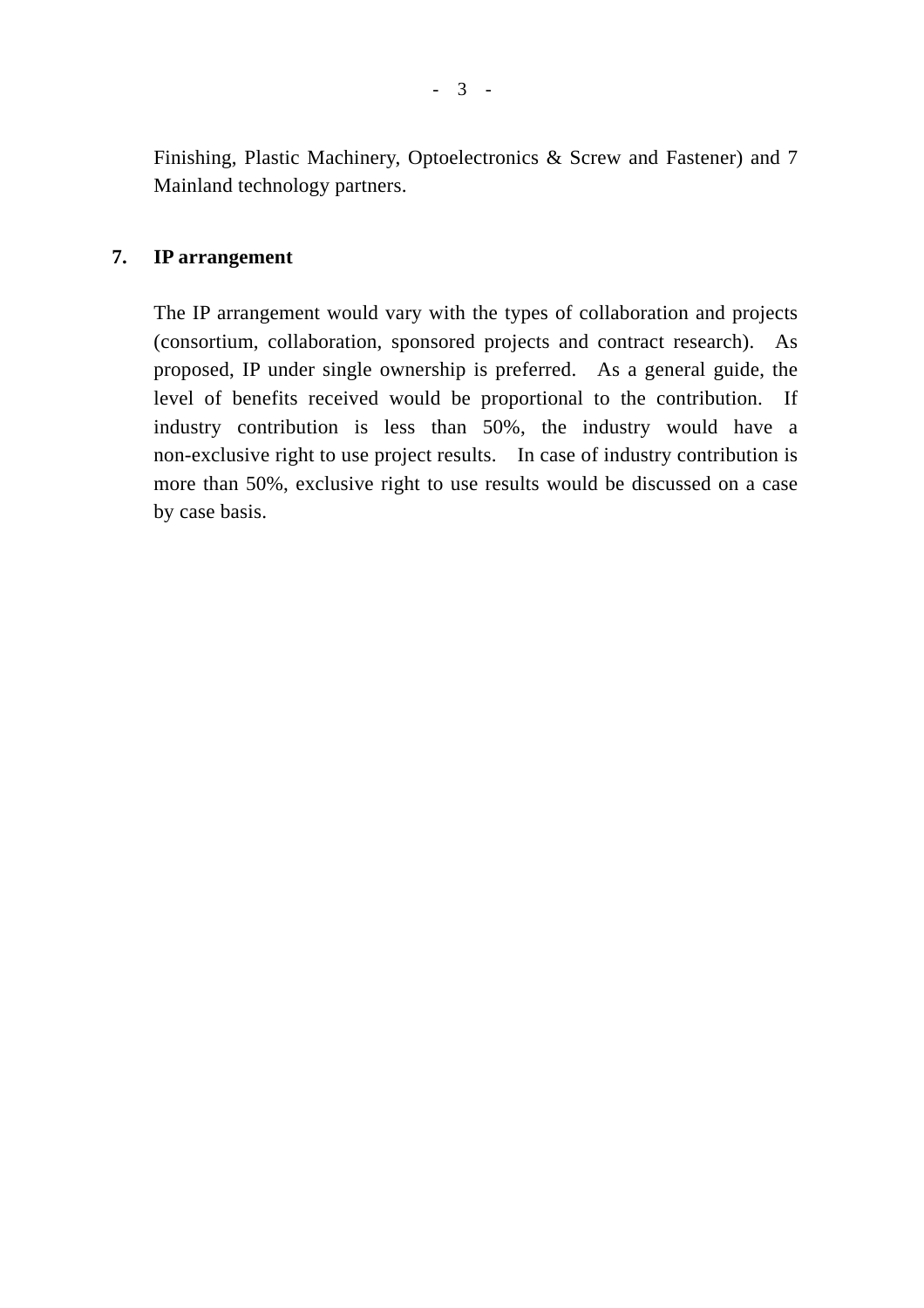Finishing, Plastic Machinery, Optoelectronics & Screw and Fastener) and 7 Mainland technology partners.

**7. IP arrangement**

The IP arrangement would vary with the types of collaboration and projects (consortium, collaboration, sponsored projects and contract research). As proposed, IP under single ownership is preferred. As a general guide, the level of benefits received would be proportional to the contribution. If industry contribution is less than 50%, the industry would have a non-exclusive right to use project results. In case of industry contribution is more than 50%, exclusive right to use results would be discussed on a case by case basis.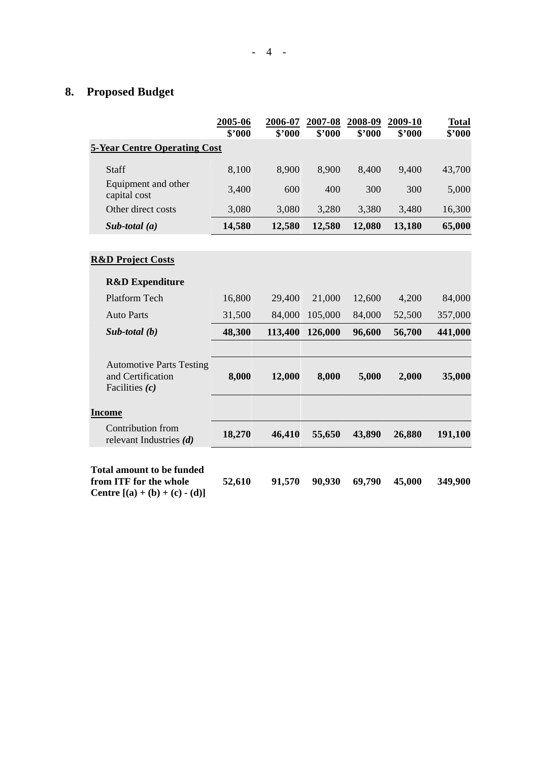## 8. Proposed Budget

| | 2005-06 $'000 | 2006-07 $'000 | 2007-08 $'000 | 2008-09 $'000 | 2009-10 $'000 | Total $'000 |
|---|---|---|---|---|---|---|
| **5-Year Centre Operating Cost** | | | | | | |
| Staff | 8,100 | 8,900 | 8,900 | 8,400 | 9,400 | 43,700 |
| Equipment and other capital cost | 3,400 | 600 | 400 | 300 | 300 | 5,000 |
| Other direct costs | 3,080 | 3,080 | 3,280 | 3,380 | 3,480 | 16,300 |
| ***Sub-total (a)*** | **14,580** | **12,580** | **12,580** | **12,080** | **13,180** | **65,000** |
| **R&D Project Costs** | | | | | | |
| **R&D Expenditure** | | | | | | |
| Platform Tech | 16,800 | 29,400 | 21,000 | 12,600 | 4,200 | 84,000 |
| Auto Parts | 31,500 | 84,000 | 105,000 | 84,000 | 52,500 | 357,000 |
| ***Sub-total (b)*** | **48,300** | **113,400** | **126,000** | **96,600** | **56,700** | **441,000** |
| Automotive Parts Testing and Certification Facilities ***(c)*** | **8,000** | **12,000** | **8,000** | **5,000** | **2,000** | **35,000** |
| **Income** | | | | | | |
| Contribution from relevant Industries ***(d)*** | **18,270** | **46,410** | **55,650** | **43,890** | **26,880** | **191,100** |
| **Total amount to be funded from ITF for the whole Centre [(a) + (b) + (c) - (d)]** | **52,610** | **91,570** | **90,930** | **69,790** | **45,000** | **349,900** |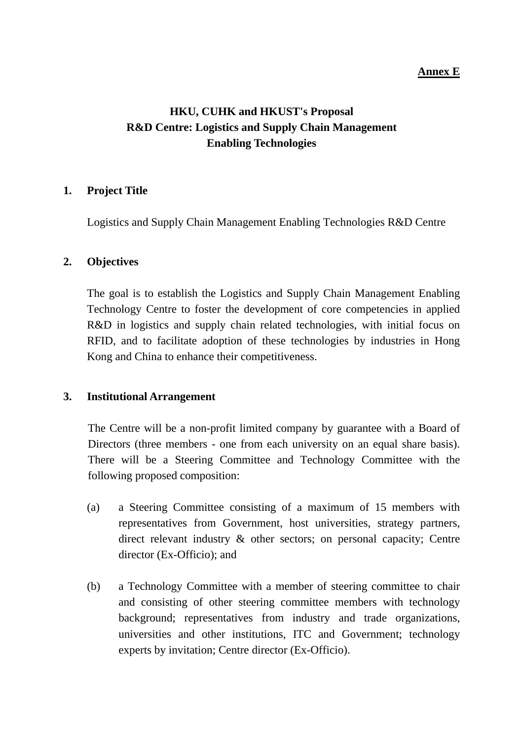**Annex E**

# HKU, CUHK and HKUST's Proposal
# R&D Centre: Logistics and Supply Chain Management Enabling Technologies

## 1. Project Title

Logistics and Supply Chain Management Enabling Technologies R&D Centre

## 2. Objectives

The goal is to establish the Logistics and Supply Chain Management Enabling Technology Centre to foster the development of core competencies in applied R&D in logistics and supply chain related technologies, with initial focus on RFID, and to facilitate adoption of these technologies by industries in Hong Kong and China to enhance their competitiveness.

## 3. Institutional Arrangement

The Centre will be a non-profit limited company by guarantee with a Board of Directors (three members - one from each university on an equal share basis). There will be a Steering Committee and Technology Committee with the following proposed composition:

(a) a Steering Committee consisting of a maximum of 15 members with representatives from Government, host universities, strategy partners, direct relevant industry & other sectors; on personal capacity; Centre director (Ex-Officio); and

(b) a Technology Committee with a member of steering committee to chair and consisting of other steering committee members with technology background; representatives from industry and trade organizations, universities and other institutions, ITC and Government; technology experts by invitation; Centre director (Ex-Officio).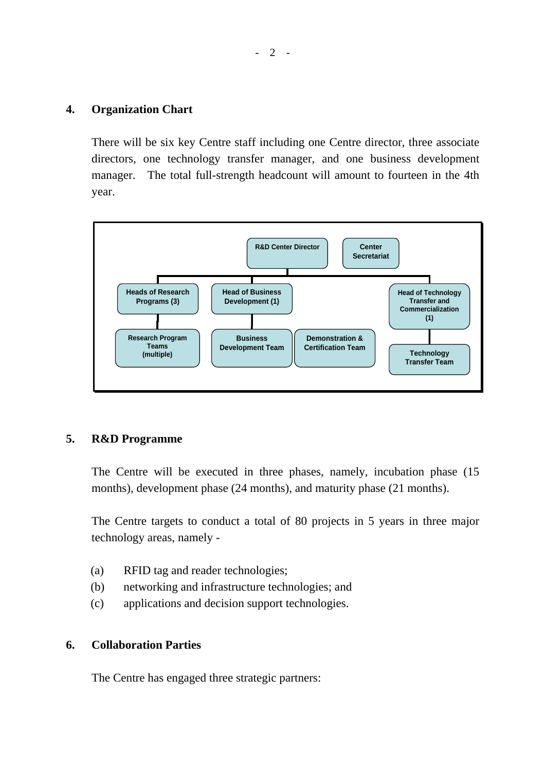## 4. Organization Chart

There will be six key Centre staff including one Centre director, three associate directors, one technology transfer manager, and one business development manager. The total full-strength headcount will amount to fourteen in the 4th year.

R&D Center Director

Center Secretariat

Heads of Research Programs (3)

Head of Business Development (1)

Head of Technology Transfer and Commercialization (1)

Research Program Teams (multiple)

Business Development Team

Demonstration & Certification Team

Technology Transfer Team

## 5. R&D Programme

The Centre will be executed in three phases, namely, incubation phase (15 months), development phase (24 months), and maturity phase (21 months).

The Centre targets to conduct a total of 80 projects in 5 years in three major technology areas, namely -

(a) RFID tag and reader technologies;
(b) networking and infrastructure technologies; and
(c) applications and decision support technologies.

## 6. Collaboration Parties

The Centre has engaged three strategic partners: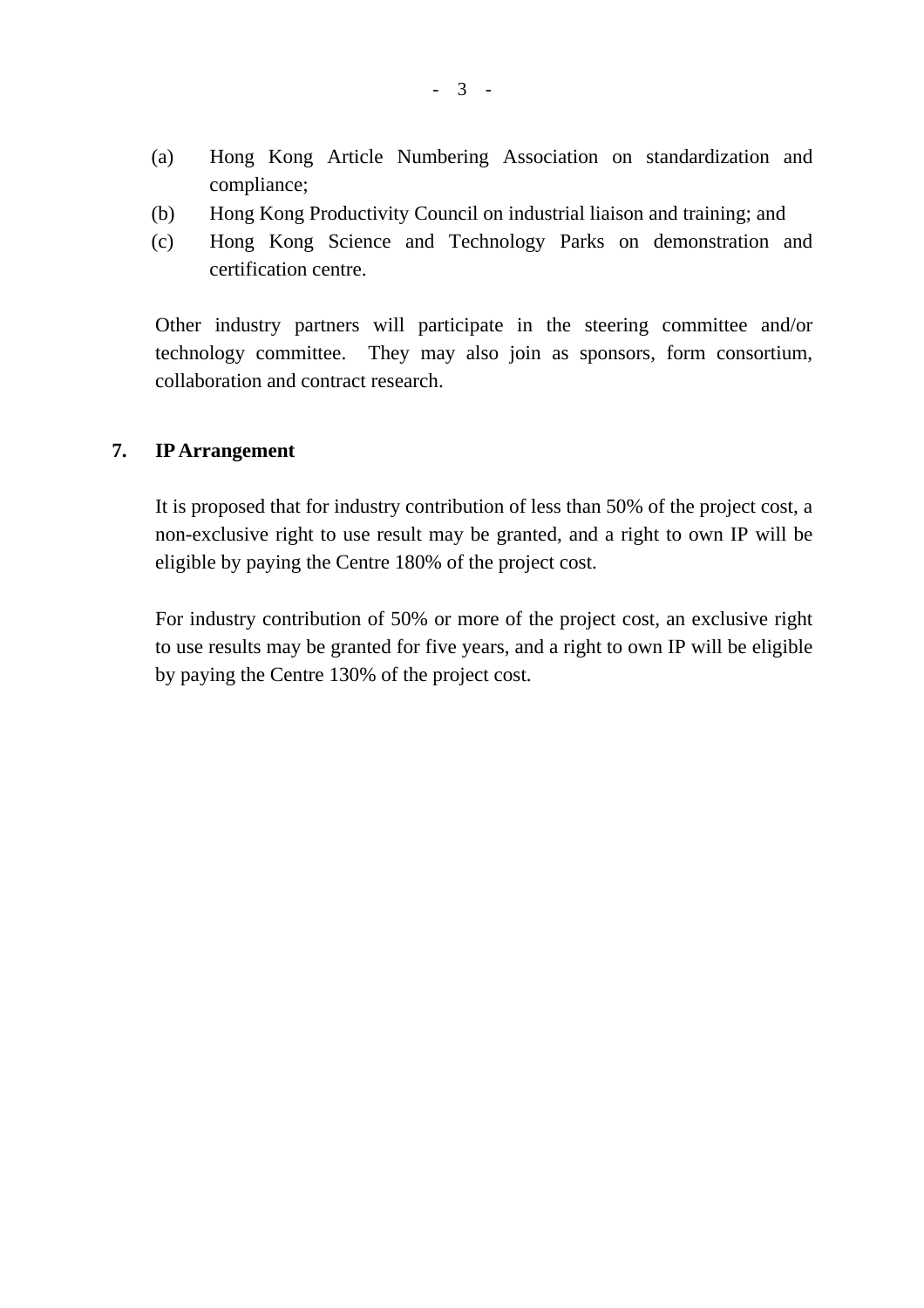(a) Hong Kong Article Numbering Association on standardization and compliance;
(b) Hong Kong Productivity Council on industrial liaison and training; and
(c) Hong Kong Science and Technology Parks on demonstration and certification centre.

Other industry partners will participate in the steering committee and/or technology committee. They may also join as sponsors, form consortium, collaboration and contract research.

## 7. IP Arrangement

It is proposed that for industry contribution of less than 50% of the project cost, a non-exclusive right to use result may be granted, and a right to own IP will be eligible by paying the Centre 180% of the project cost.

For industry contribution of 50% or more of the project cost, an exclusive right to use results may be granted for five years, and a right to own IP will be eligible by paying the Centre 130% of the project cost.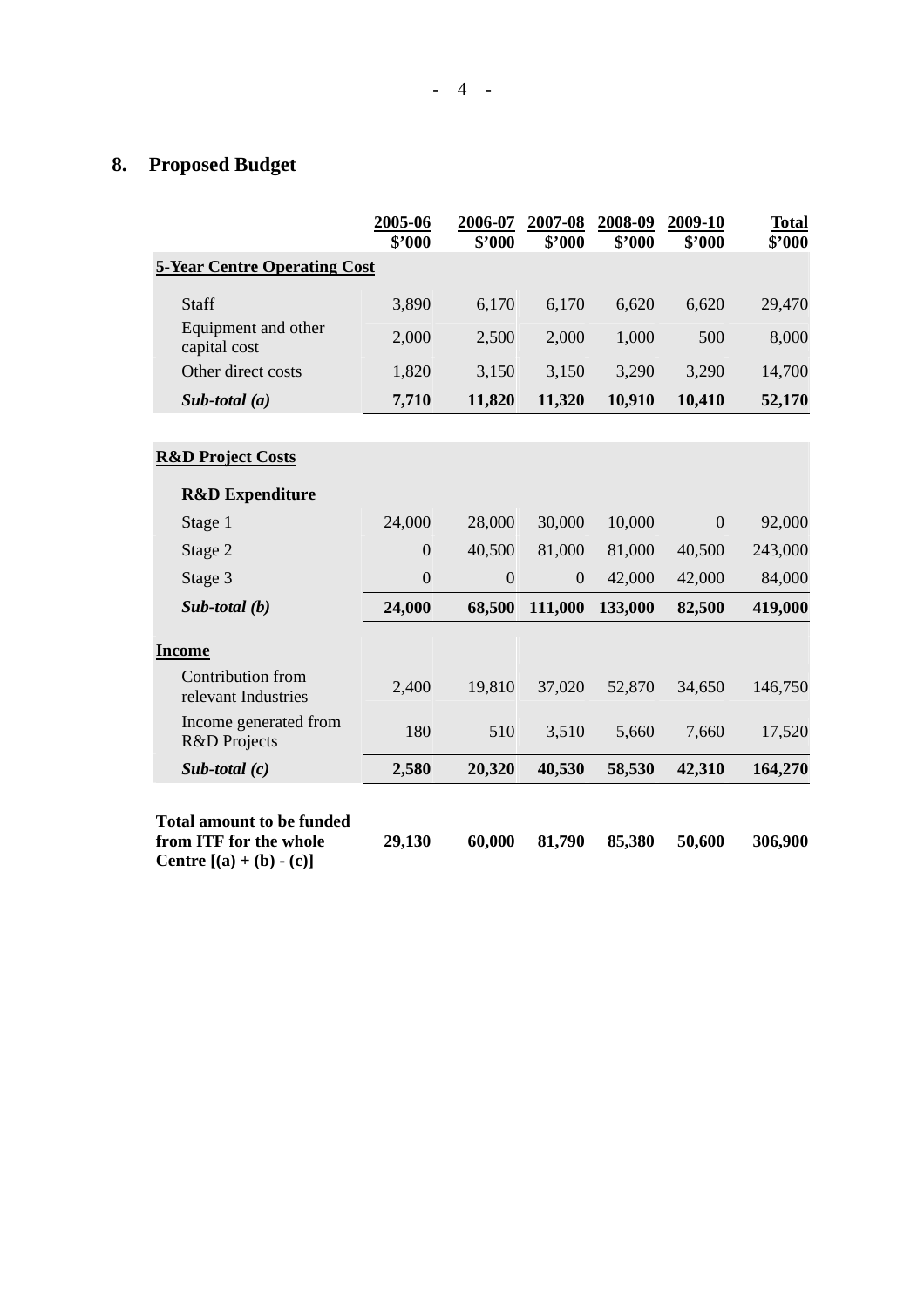## 8. Proposed Budget

| | 2005-06 $'000 | 2006-07 $'000 | 2007-08 $'000 | 2008-09 $'000 | 2009-10 $'000 | Total $'000 |
|---|---|---|---|---|---|---|
| **5-Year Centre Operating Cost** | | | | | | |
| Staff | 3,890 | 6,170 | 6,170 | 6,620 | 6,620 | 29,470 |
| Equipment and other capital cost | 2,000 | 2,500 | 2,000 | 1,000 | 500 | 8,000 |
| Other direct costs | 1,820 | 3,150 | 3,150 | 3,290 | 3,290 | 14,700 |
| ***Sub-total (a)*** | **7,710** | **11,820** | **11,320** | **10,910** | **10,410** | **52,170** |
| **R&D Project Costs** | | | | | | |
| **R&D Expenditure** | | | | | | |
| Stage 1 | 24,000 | 28,000 | 30,000 | 10,000 | 0 | 92,000 |
| Stage 2 | 0 | 40,500 | 81,000 | 81,000 | 40,500 | 243,000 |
| Stage 3 | 0 | 0 | 0 | 42,000 | 42,000 | 84,000 |
| ***Sub-total (b)*** | **24,000** | **68,500** | **111,000** | **133,000** | **82,500** | **419,000** |
| **Income** | | | | | | |
| Contribution from relevant Industries | 2,400 | 19,810 | 37,020 | 52,870 | 34,650 | 146,750 |
| Income generated from R&D Projects | 180 | 510 | 3,510 | 5,660 | 7,660 | 17,520 |
| ***Sub-total (c)*** | **2,580** | **20,320** | **40,530** | **58,530** | **42,310** | **164,270** |
| **Total amount to be funded from ITF for the whole Centre [(a) + (b) - (c)]** | **29,130** | **60,000** | **81,790** | **85,380** | **50,600** | **306,900** |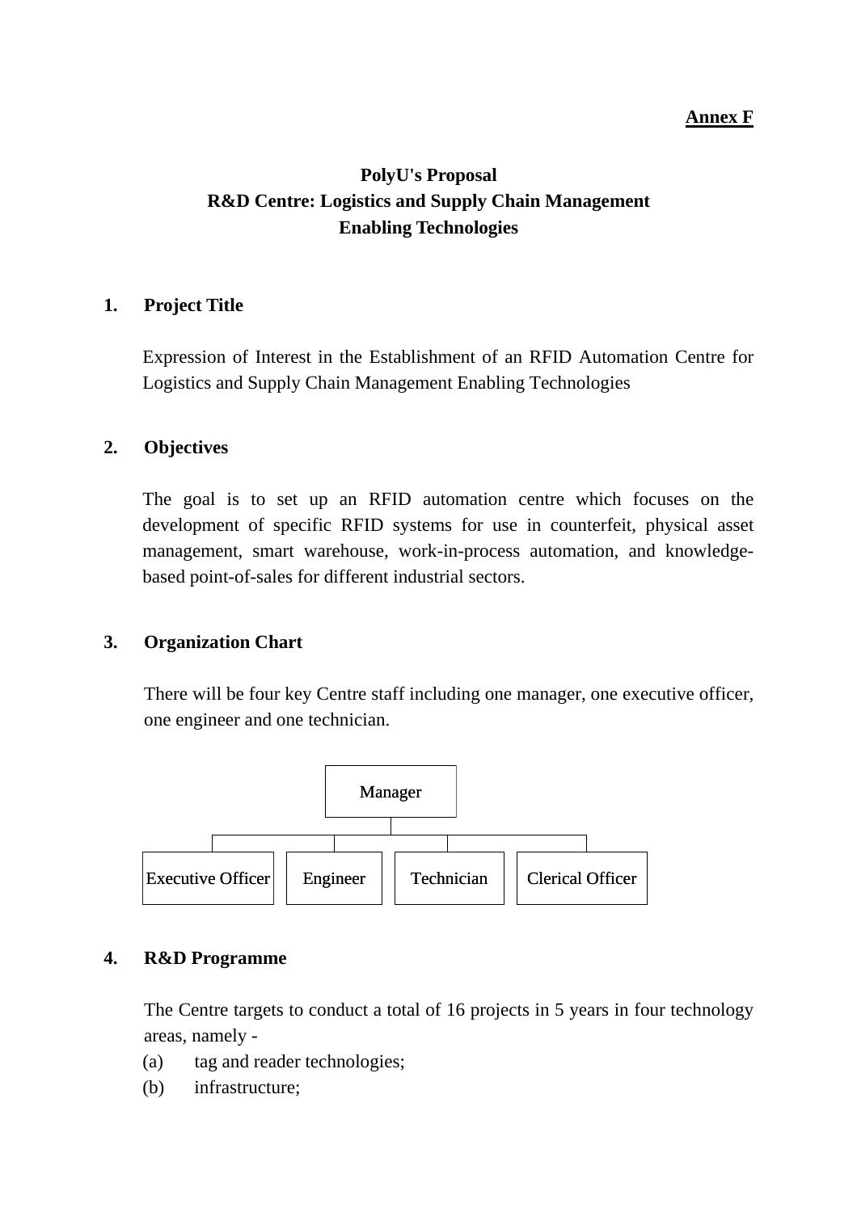**Annex F**

**PolyU's Proposal**
**R&D Centre: Logistics and Supply Chain Management**
**Enabling Technologies**

## 1. Project Title

Expression of Interest in the Establishment of an RFID Automation Centre for Logistics and Supply Chain Management Enabling Technologies

## 2. Objectives

The goal is to set up an RFID automation centre which focuses on the development of specific RFID systems for use in counterfeit, physical asset management, smart warehouse, work-in-process automation, and knowledge-based point-of-sales for different industrial sectors.

## 3. Organization Chart

There will be four key Centre staff including one manager, one executive officer, one engineer and one technician.

```
                         Manager
                            |
    ------------------------------------------------
    |                 |              |              |
Executive Officer  Engineer     Technician    Clerical Officer
```

## 4. R&D Programme

The Centre targets to conduct a total of 16 projects in 5 years in four technology areas, namely -

(a) tag and reader technologies;

(b) infrastructure;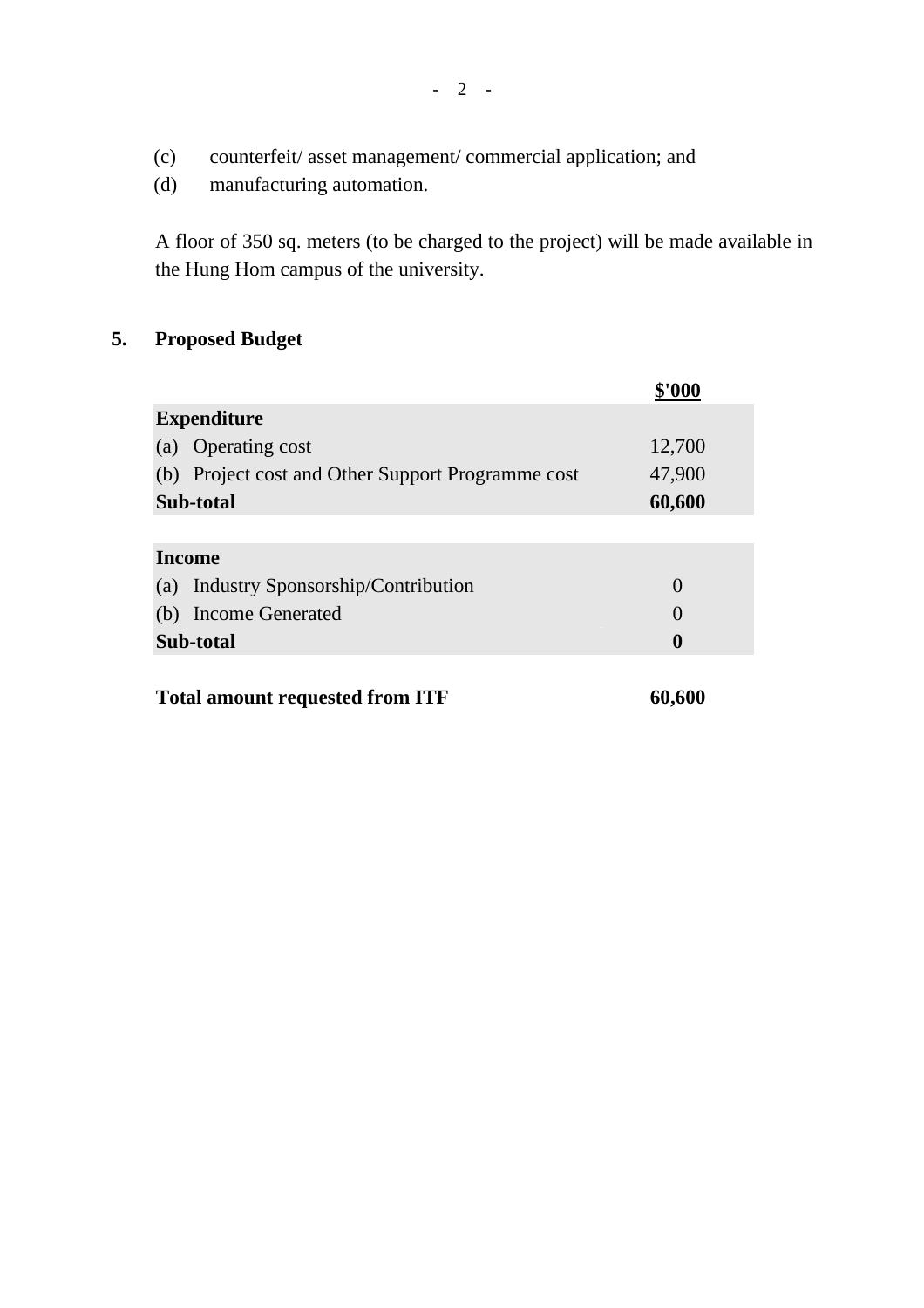(c) counterfeit/ asset management/ commercial application; and

(d) manufacturing automation.

A floor of 350 sq. meters (to be charged to the project) will be made available in the Hung Hom campus of the university.

## 5. Proposed Budget

| | **$'000** |
|---|---|
| **Expenditure** | |
| (a) Operating cost | 12,700 |
| (b) Project cost and Other Support Programme cost | 47,900 |
| **Sub-total** | **60,600** |
| | |
| **Income** | |
| (a) Industry Sponsorship/Contribution | 0 |
| (b) Income Generated | 0 |
| **Sub-total** | **0** |
| | |
| **Total amount requested from ITF** | **60,600** |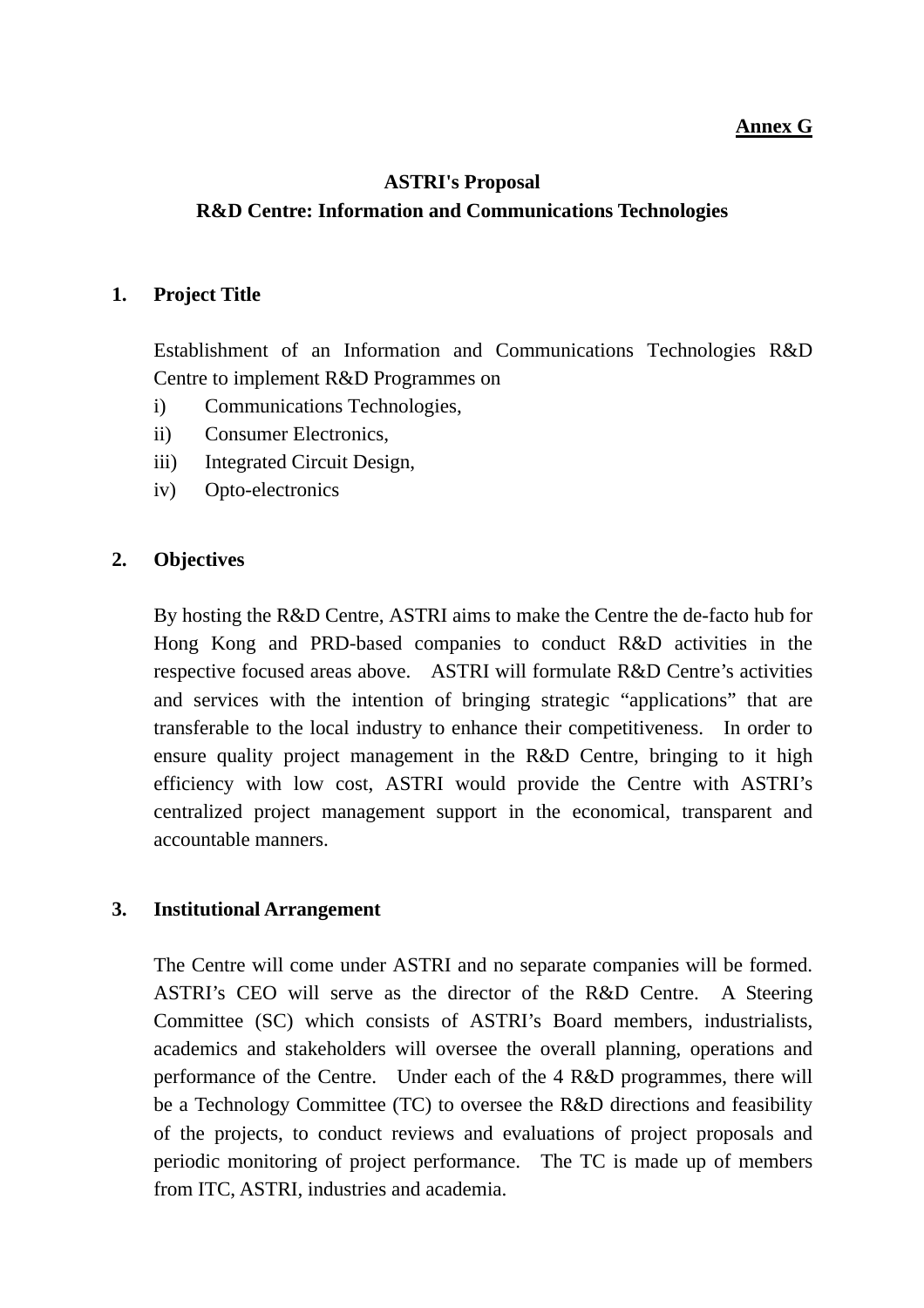**Annex G**

**ASTRI's Proposal**
**R&D Centre: Information and Communications Technologies**

**1. Project Title**

Establishment of an Information and Communications Technologies R&D Centre to implement R&D Programmes on

i) Communications Technologies,
ii) Consumer Electronics,
iii) Integrated Circuit Design,
iv) Opto-electronics

**2. Objectives**

By hosting the R&D Centre, ASTRI aims to make the Centre the de-facto hub for Hong Kong and PRD-based companies to conduct R&D activities in the respective focused areas above. ASTRI will formulate R&D Centre's activities and services with the intention of bringing strategic "applications" that are transferable to the local industry to enhance their competitiveness. In order to ensure quality project management in the R&D Centre, bringing to it high efficiency with low cost, ASTRI would provide the Centre with ASTRI's centralized project management support in the economical, transparent and accountable manners.

**3. Institutional Arrangement**

The Centre will come under ASTRI and no separate companies will be formed. ASTRI's CEO will serve as the director of the R&D Centre. A Steering Committee (SC) which consists of ASTRI's Board members, industrialists, academics and stakeholders will oversee the overall planning, operations and performance of the Centre. Under each of the 4 R&D programmes, there will be a Technology Committee (TC) to oversee the R&D directions and feasibility of the projects, to conduct reviews and evaluations of project proposals and periodic monitoring of project performance. The TC is made up of members from ITC, ASTRI, industries and academia.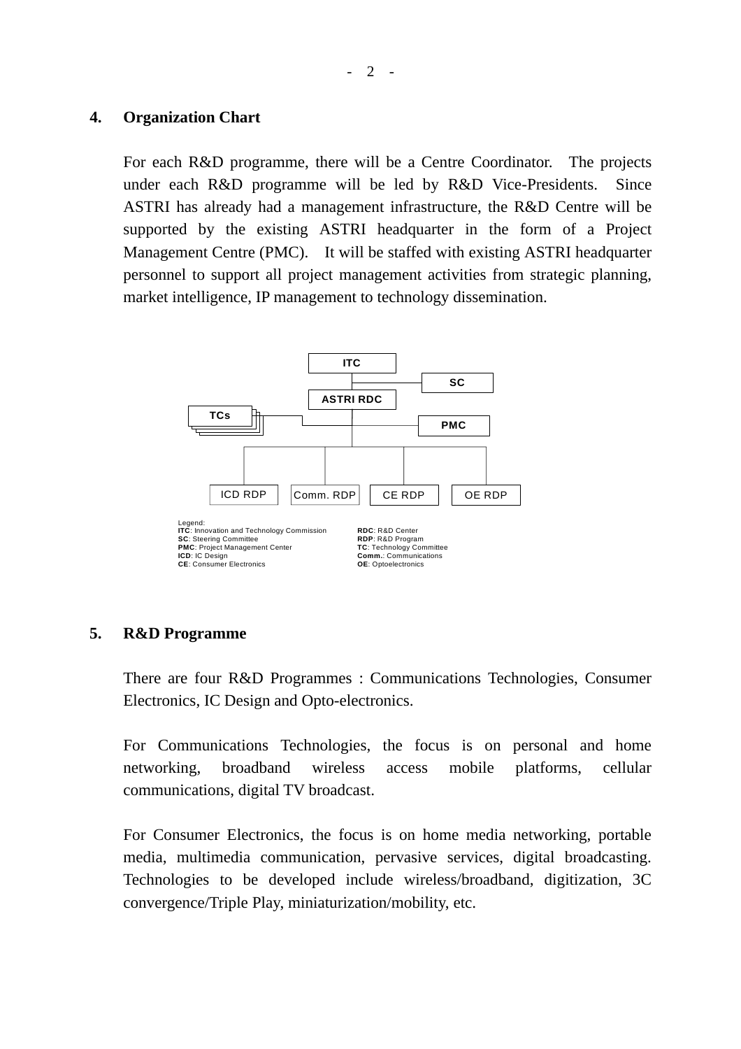## 4. Organization Chart

For each R&D programme, there will be a Centre Coordinator. The projects under each R&D programme will be led by R&D Vice-Presidents. Since ASTRI has already had a management infrastructure, the R&D Centre will be supported by the existing ASTRI headquarter in the form of a Project Management Centre (PMC). It will be staffed with existing ASTRI headquarter personnel to support all project management activities from strategic planning, market intelligence, IP management to technology dissemination.

ITC

SC

ASTRI RDC

TCs

PMC

ICD RDP | Comm. RDP | CE RDP | OE RDP

Legend:
**ITC**: Innovation and Technology Commission
**SC**: Steering Committee
**PMC**: Project Management Center
**ICD**: IC Design
**CE**: Consumer Electronics
**RDC**: R&D Center
**RDP**: R&D Program
**TC**: Technology Committee
**Comm.**: Communications
**OE**: Optoelectronics

## 5. R&D Programme

There are four R&D Programmes : Communications Technologies, Consumer Electronics, IC Design and Opto-electronics.

For Communications Technologies, the focus is on personal and home networking, broadband wireless access mobile platforms, cellular communications, digital TV broadcast.

For Consumer Electronics, the focus is on home media networking, portable media, multimedia communication, pervasive services, digital broadcasting. Technologies to be developed include wireless/broadband, digitization, 3C convergence/Triple Play, miniaturization/mobility, etc.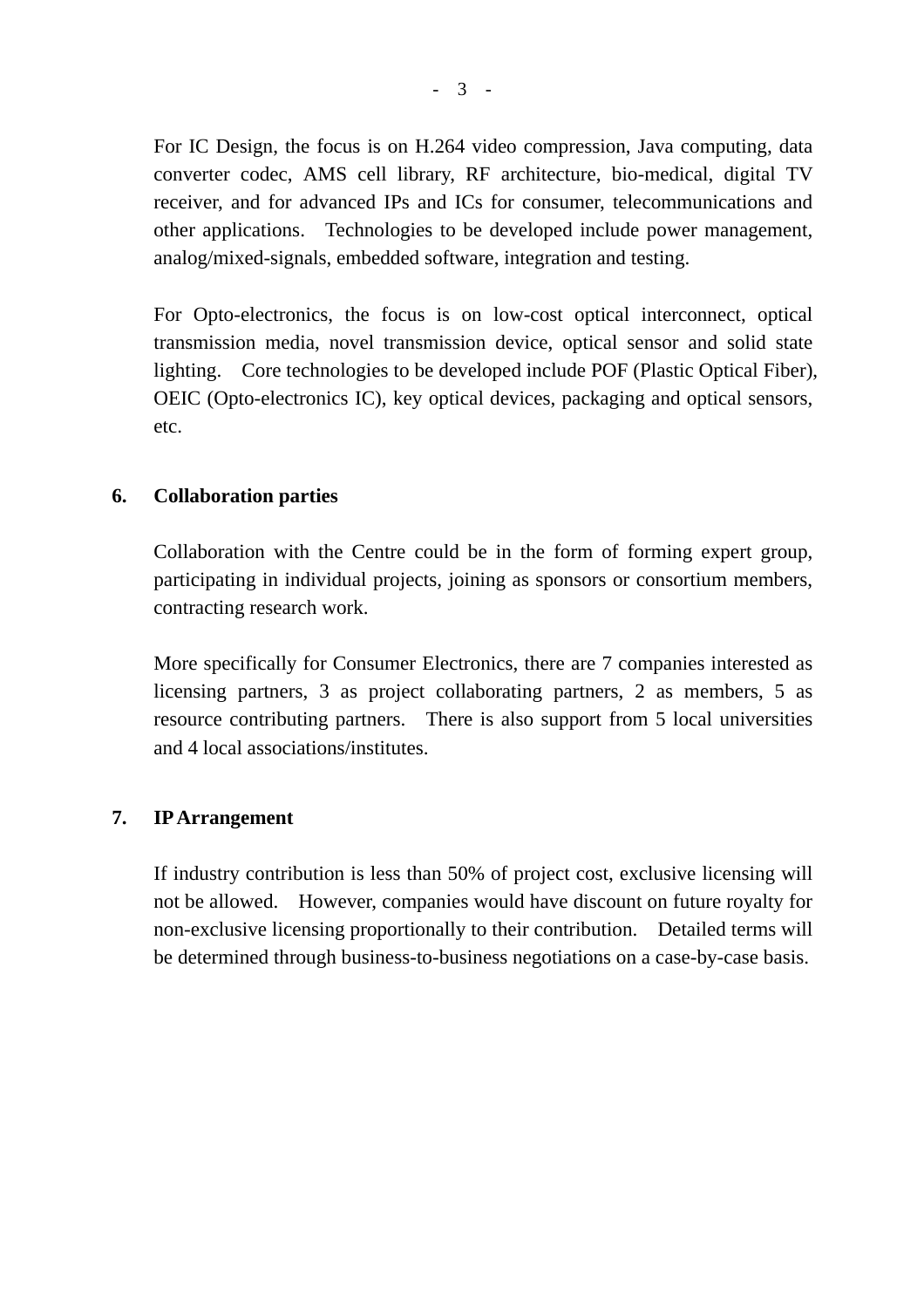For IC Design, the focus is on H.264 video compression, Java computing, data converter codec, AMS cell library, RF architecture, bio-medical, digital TV receiver, and for advanced IPs and ICs for consumer, telecommunications and other applications. Technologies to be developed include power management, analog/mixed-signals, embedded software, integration and testing.

For Opto-electronics, the focus is on low-cost optical interconnect, optical transmission media, novel transmission device, optical sensor and solid state lighting. Core technologies to be developed include POF (Plastic Optical Fiber), OEIC (Opto-electronics IC), key optical devices, packaging and optical sensors, etc.

## 6. Collaboration parties

Collaboration with the Centre could be in the form of forming expert group, participating in individual projects, joining as sponsors or consortium members, contracting research work.

More specifically for Consumer Electronics, there are 7 companies interested as licensing partners, 3 as project collaborating partners, 2 as members, 5 as resource contributing partners. There is also support from 5 local universities and 4 local associations/institutes.

## 7. IP Arrangement

If industry contribution is less than 50% of project cost, exclusive licensing will not be allowed. However, companies would have discount on future royalty for non-exclusive licensing proportionally to their contribution. Detailed terms will be determined through business-to-business negotiations on a case-by-case basis.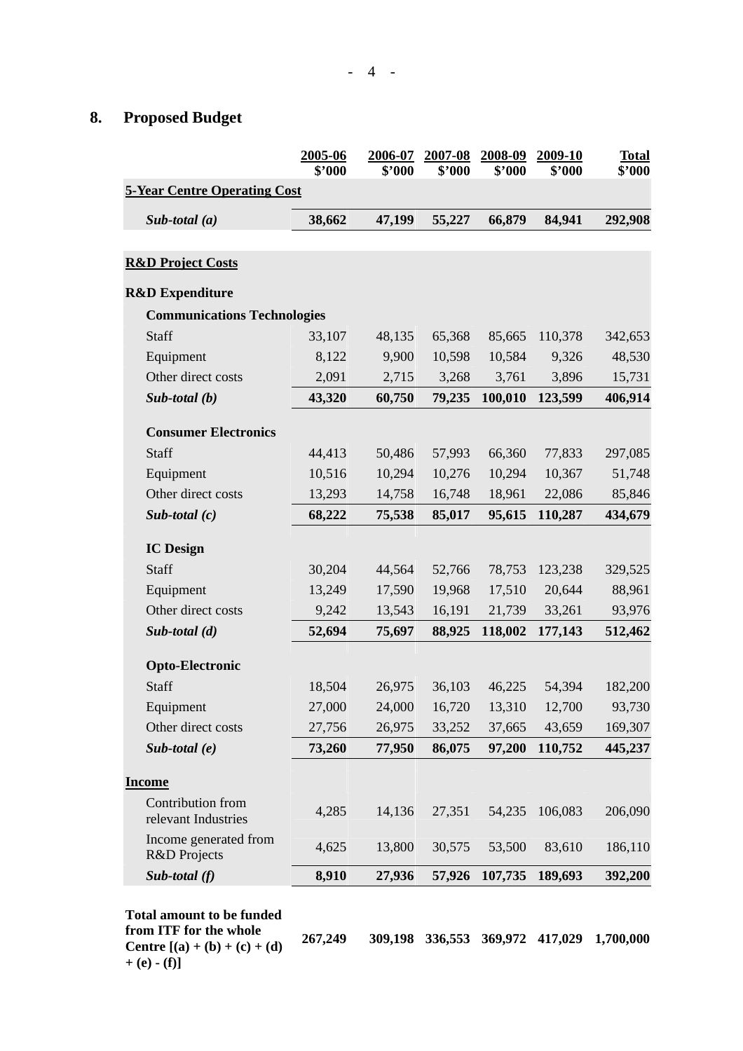## 8. Proposed Budget

| | 2005-06 $'000 | 2006-07 $'000 | 2007-08 $'000 | 2008-09 $'000 | 2009-10 $'000 | Total $'000 |
|---|---|---|---|---|---|---|
| **5-Year Centre Operating Cost** | | | | | | |
| ***Sub-total (a)*** | **38,662** | **47,199** | **55,227** | **66,879** | **84,941** | **292,908** |
| **R&D Project Costs** | | | | | | |
| **R&D Expenditure** | | | | | | |
| **Communications Technologies** | | | | | | |
| Staff | 33,107 | 48,135 | 65,368 | 85,665 | 110,378 | 342,653 |
| Equipment | 8,122 | 9,900 | 10,598 | 10,584 | 9,326 | 48,530 |
| Other direct costs | 2,091 | 2,715 | 3,268 | 3,761 | 3,896 | 15,731 |
| ***Sub-total (b)*** | **43,320** | **60,750** | **79,235** | **100,010** | **123,599** | **406,914** |
| **Consumer Electronics** | | | | | | |
| Staff | 44,413 | 50,486 | 57,993 | 66,360 | 77,833 | 297,085 |
| Equipment | 10,516 | 10,294 | 10,276 | 10,294 | 10,367 | 51,748 |
| Other direct costs | 13,293 | 14,758 | 16,748 | 18,961 | 22,086 | 85,846 |
| ***Sub-total (c)*** | **68,222** | **75,538** | **85,017** | **95,615** | **110,287** | **434,679** |
| **IC Design** | | | | | | |
| Staff | 30,204 | 44,564 | 52,766 | 78,753 | 123,238 | 329,525 |
| Equipment | 13,249 | 17,590 | 19,968 | 17,510 | 20,644 | 88,961 |
| Other direct costs | 9,242 | 13,543 | 16,191 | 21,739 | 33,261 | 93,976 |
| ***Sub-total (d)*** | **52,694** | **75,697** | **88,925** | **118,002** | **177,143** | **512,462** |
| **Opto-Electronic** | | | | | | |
| Staff | 18,504 | 26,975 | 36,103 | 46,225 | 54,394 | 182,200 |
| Equipment | 27,000 | 24,000 | 16,720 | 13,310 | 12,700 | 93,730 |
| Other direct costs | 27,756 | 26,975 | 33,252 | 37,665 | 43,659 | 169,307 |
| ***Sub-total (e)*** | **73,260** | **77,950** | **86,075** | **97,200** | **110,752** | **445,237** |
| **Income** | | | | | | |
| Contribution from relevant Industries | 4,285 | 14,136 | 27,351 | 54,235 | 106,083 | 206,090 |
| Income generated from R&D Projects | 4,625 | 13,800 | 30,575 | 53,500 | 83,610 | 186,110 |
| ***Sub-total (f)*** | **8,910** | **27,936** | **57,926** | **107,735** | **189,693** | **392,200** |
| **Total amount to be funded from ITF for the whole Centre [(a) + (b) + (c) + (d) + (e) - (f)]** | **267,249** | **309,198** | **336,553** | **369,972** | **417,029** | **1,700,000** |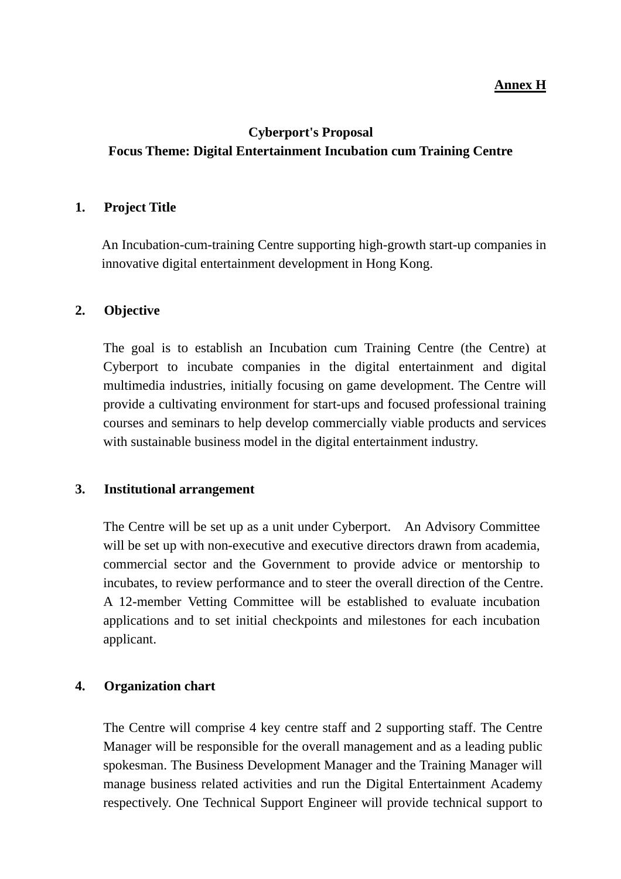**<u>Annex H</u>**

**Cyberport's Proposal**
**Focus Theme: Digital Entertainment Incubation cum Training Centre**

## 1. Project Title

An Incubation-cum-training Centre supporting high-growth start-up companies in innovative digital entertainment development in Hong Kong.

## 2. Objective

The goal is to establish an Incubation cum Training Centre (the Centre) at Cyberport to incubate companies in the digital entertainment and digital multimedia industries, initially focusing on game development. The Centre will provide a cultivating environment for start-ups and focused professional training courses and seminars to help develop commercially viable products and services with sustainable business model in the digital entertainment industry.

## 3. Institutional arrangement

The Centre will be set up as a unit under Cyberport. An Advisory Committee will be set up with non-executive and executive directors drawn from academia, commercial sector and the Government to provide advice or mentorship to incubates, to review performance and to steer the overall direction of the Centre. A 12-member Vetting Committee will be established to evaluate incubation applications and to set initial checkpoints and milestones for each incubation applicant.

## 4. Organization chart

The Centre will comprise 4 key centre staff and 2 supporting staff. The Centre Manager will be responsible for the overall management and as a leading public spokesman. The Business Development Manager and the Training Manager will manage business related activities and run the Digital Entertainment Academy respectively. One Technical Support Engineer will provide technical support to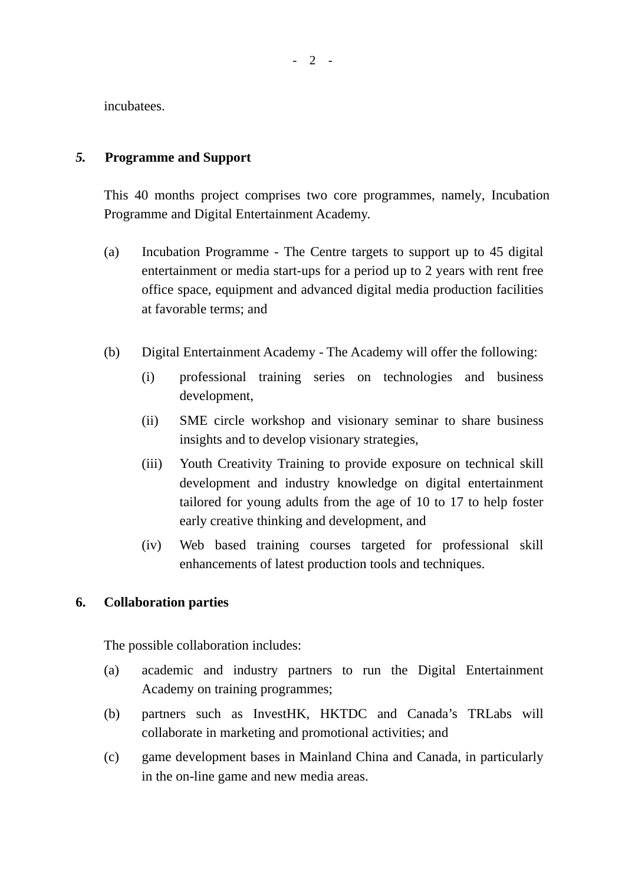incubatees.

## *5.* Programme and Support

This 40 months project comprises two core programmes, namely, Incubation Programme and Digital Entertainment Academy.

(a) Incubation Programme - The Centre targets to support up to 45 digital entertainment or media start-ups for a period up to 2 years with rent free office space, equipment and advanced digital media production facilities at favorable terms; and

(b) Digital Entertainment Academy - The Academy will offer the following:

  (i) professional training series on technologies and business development,

  (ii) SME circle workshop and visionary seminar to share business insights and to develop visionary strategies,

  (iii) Youth Creativity Training to provide exposure on technical skill development and industry knowledge on digital entertainment tailored for young adults from the age of 10 to 17 to help foster early creative thinking and development, and

  (iv) Web based training courses targeted for professional skill enhancements of latest production tools and techniques.

## 6. Collaboration parties

The possible collaboration includes:

(a) academic and industry partners to run the Digital Entertainment Academy on training programmes;

(b) partners such as InvestHK, HKTDC and Canada's TRLabs will collaborate in marketing and promotional activities; and

(c) game development bases in Mainland China and Canada, in particularly in the on-line game and new media areas.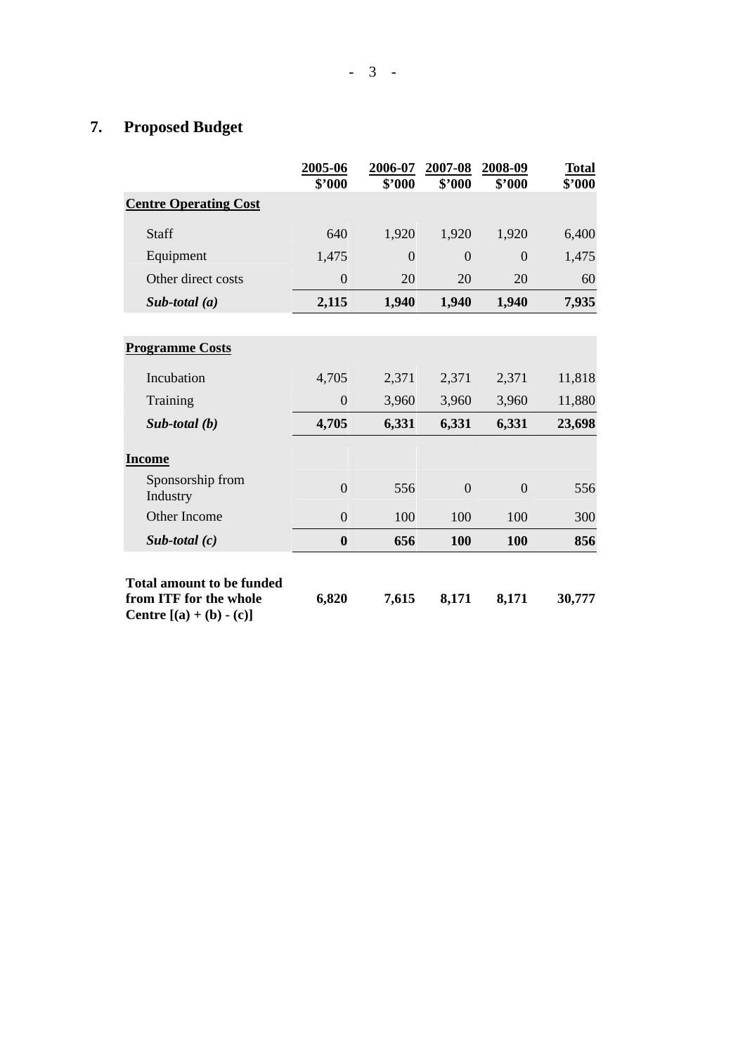## 7. Proposed Budget

| | 2005-06 $'000 | 2006-07 $'000 | 2007-08 $'000 | 2008-09 $'000 | Total $'000 |
|---|---|---|---|---|---|
| **Centre Operating Cost** | | | | | |
| Staff | 640 | 1,920 | 1,920 | 1,920 | 6,400 |
| Equipment | 1,475 | 0 | 0 | 0 | 1,475 |
| Other direct costs | 0 | 20 | 20 | 20 | 60 |
| ***Sub-total (a)*** | **2,115** | **1,940** | **1,940** | **1,940** | **7,935** |
| **Programme Costs** | | | | | |
| Incubation | 4,705 | 2,371 | 2,371 | 2,371 | 11,818 |
| Training | 0 | 3,960 | 3,960 | 3,960 | 11,880 |
| ***Sub-total (b)*** | **4,705** | **6,331** | **6,331** | **6,331** | **23,698** |
| **Income** | | | | | |
| Sponsorship from Industry | 0 | 556 | 0 | 0 | 556 |
| Other Income | 0 | 100 | 100 | 100 | 300 |
| ***Sub-total (c)*** | **0** | **656** | **100** | **100** | **856** |
| **Total amount to be funded from ITF for the whole Centre [(a) + (b) - (c)]** | **6,820** | **7,615** | **8,171** | **8,171** | **30,777** |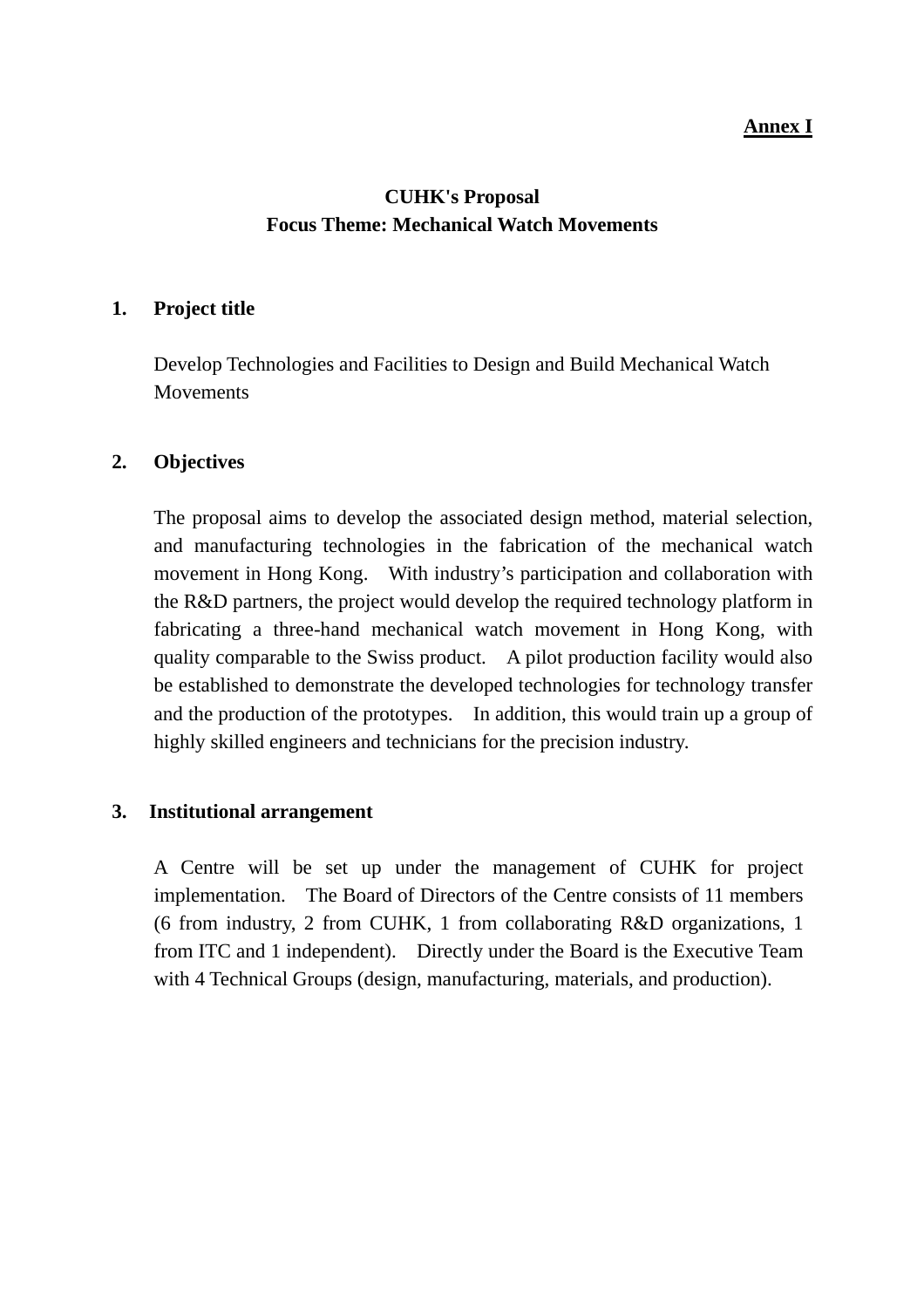**Annex I**

## CUHK's Proposal
## Focus Theme: Mechanical Watch Movements

### 1. Project title

Develop Technologies and Facilities to Design and Build Mechanical Watch Movements

### 2. Objectives

The proposal aims to develop the associated design method, material selection, and manufacturing technologies in the fabrication of the mechanical watch movement in Hong Kong. With industry's participation and collaboration with the R&D partners, the project would develop the required technology platform in fabricating a three-hand mechanical watch movement in Hong Kong, with quality comparable to the Swiss product. A pilot production facility would also be established to demonstrate the developed technologies for technology transfer and the production of the prototypes. In addition, this would train up a group of highly skilled engineers and technicians for the precision industry.

### 3. Institutional arrangement

A Centre will be set up under the management of CUHK for project implementation. The Board of Directors of the Centre consists of 11 members (6 from industry, 2 from CUHK, 1 from collaborating R&D organizations, 1 from ITC and 1 independent). Directly under the Board is the Executive Team with 4 Technical Groups (design, manufacturing, materials, and production).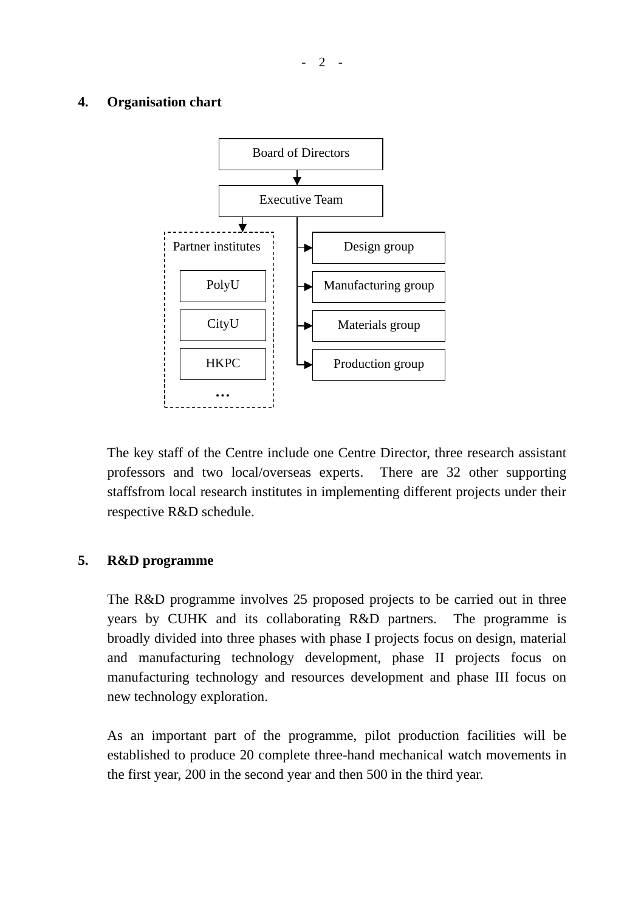## 4. Organisation chart

```
Board of Directors
        |
        v
  Executive Team
   |         |
   v         |--> Design group
Partner      |--> Manufacturing group
institutes   |--> Materials group
 - PolyU     |--> Production group
 - CityU
 - HKPC
 - …
```

The key staff of the Centre include one Centre Director, three research assistant professors and two local/overseas experts. There are 32 other supporting staffsfrom local research institutes in implementing different projects under their respective R&D schedule.

## 5. R&D programme

The R&D programme involves 25 proposed projects to be carried out in three years by CUHK and its collaborating R&D partners. The programme is broadly divided into three phases with phase I projects focus on design, material and manufacturing technology development, phase II projects focus on manufacturing technology and resources development and phase III focus on new technology exploration.

As an important part of the programme, pilot production facilities will be established to produce 20 complete three-hand mechanical watch movements in the first year, 200 in the second year and then 500 in the third year.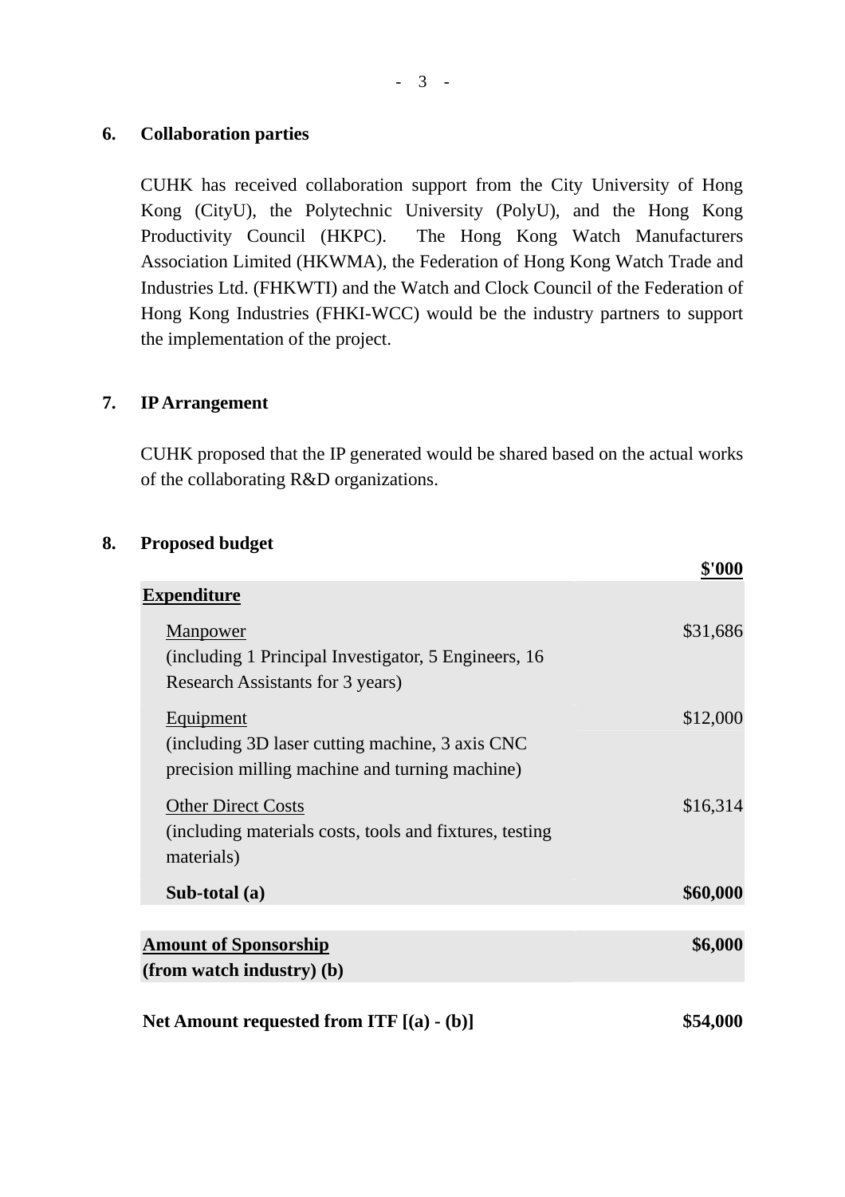## 6. Collaboration parties

CUHK has received collaboration support from the City University of Hong Kong (CityU), the Polytechnic University (PolyU), and the Hong Kong Productivity Council (HKPC). The Hong Kong Watch Manufacturers Association Limited (HKWMA), the Federation of Hong Kong Watch Trade and Industries Ltd. (FHKWTI) and the Watch and Clock Council of the Federation of Hong Kong Industries (FHKI-WCC) would be the industry partners to support the implementation of the project.

## 7. IP Arrangement

CUHK proposed that the IP generated would be shared based on the actual works of the collaborating R&D organizations.

## 8. Proposed budget

| | **$'000** |
|---|---|
| **Expenditure** | |
| Manpower (including 1 Principal Investigator, 5 Engineers, 16 Research Assistants for 3 years) | $31,686 |
| Equipment (including 3D laser cutting machine, 3 axis CNC precision milling machine and turning machine) | $12,000 |
| Other Direct Costs (including materials costs, tools and fixtures, testing materials) | $16,314 |
| **Sub-total (a)** | **$60,000** |
| **Amount of Sponsorship (from watch industry) (b)** | **$6,000** |
| **Net Amount requested from ITF [(a) - (b)]** | **$54,000** |